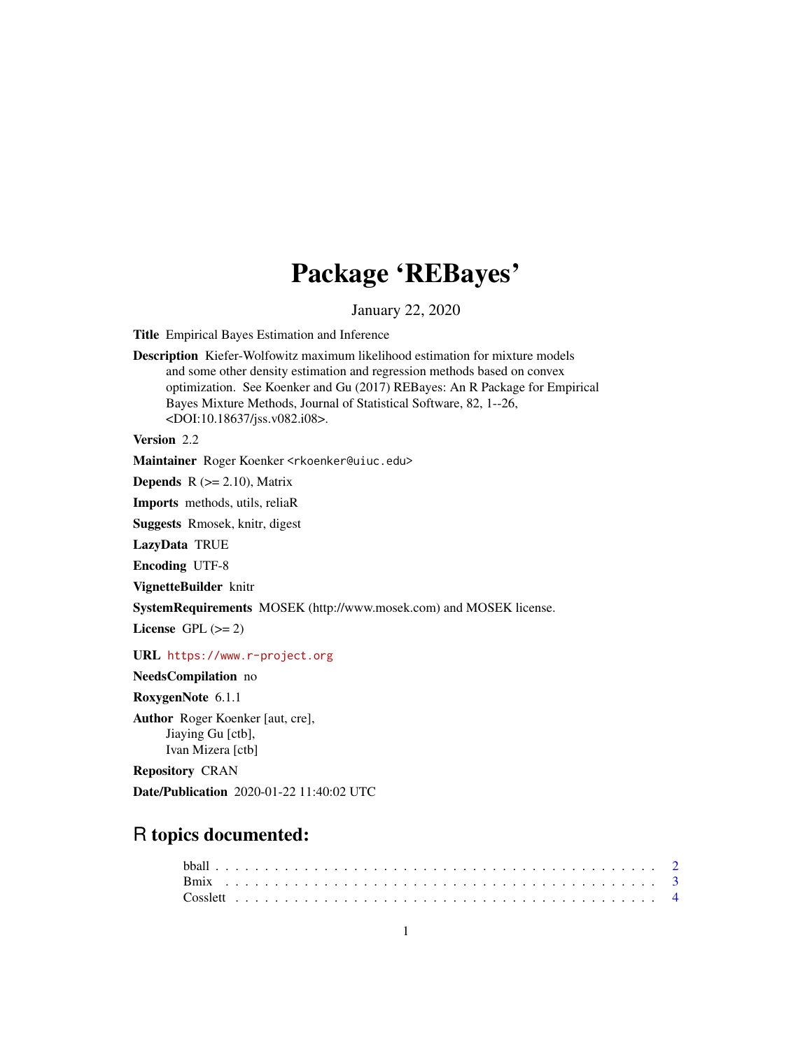# Package 'REBayes'

January 22, 2020

**Title** Empirical Bayes Estimation and Inference

**Description** Kiefer-Wolfowitz maximum likelihood estimation for mixture models and some other density estimation and regression methods based on convex optimization. See Koenker and Gu (2017) REBayes: An R Package for Empirical Bayes Mixture Methods, Journal of Statistical Software, 82, 1--26, <DOI:10.18637/jss.v082.i08>.

**Version** 2.2

**Maintainer** Roger Koenker <rkoenker@uiuc.edu>

**Depends** R (>= 2.10), Matrix

**Imports** methods, utils, reliaR

**Suggests** Rmosek, knitr, digest

**LazyData** TRUE

**Encoding** UTF-8

**VignetteBuilder** knitr

**SystemRequirements** MOSEK (http://www.mosek.com) and MOSEK license.

**License** GPL (>= 2)

**URL** https://www.r-project.org

**NeedsCompilation** no

**RoxygenNote** 6.1.1

**Author** Roger Koenker [aut, cre],
Jiaying Gu [ctb],
Ivan Mizera [ctb]

**Repository** CRAN

**Date/Publication** 2020-01-22 11:40:02 UTC

## R topics documented:

bball . . . . . . . . . . . . . . . . . . . . . . . . . . . . . . . . . . . . . . . . . . . 2
Bmix . . . . . . . . . . . . . . . . . . . . . . . . . . . . . . . . . . . . . . . . . . . 3
Cosslett . . . . . . . . . . . . . . . . . . . . . . . . . . . . . . . . . . . . . . . . . . 4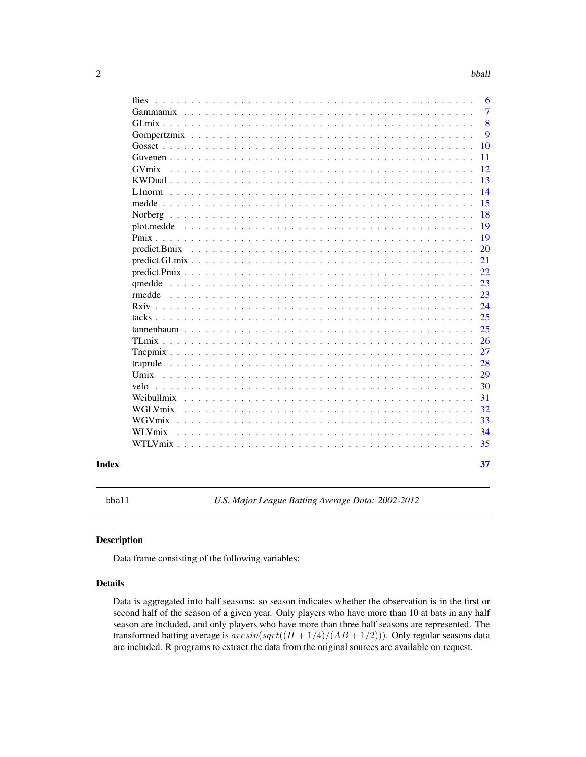| | |
|---|---|
| flies | 6 |
| Gammamix | 7 |
| GLmix | 8 |
| Gompertzmix | 9 |
| Gosset | 10 |
| Guvenen | 11 |
| GVmix | 12 |
| KWDual | 13 |
| L1norm | 14 |
| medde | 15 |
| Norberg | 18 |
| plot.medde | 19 |
| Pmix | 19 |
| predict.Bmix | 20 |
| predict.GLmix | 21 |
| predict.Pmix | 22 |
| qmedde | 23 |
| rmedde | 23 |
| Rxiv | 24 |
| tacks | 25 |
| tannenbaum | 25 |
| TLmix | 26 |
| Tncpmix | 27 |
| traprule | 28 |
| Umix | 29 |
| velo | 30 |
| Weibullmix | 31 |
| WGLVmix | 32 |
| WGVmix | 33 |
| WLVmix | 34 |
| WTLVmix | 35 |

**Index** 37

---

bball *U.S. Major League Batting Average Data: 2002-2012*

## Description

Data frame consisting of the following variables:

## Details

Data is aggregated into half seasons: so season indicates whether the observation is in the first or second half of the season of a given year. Only players who have more than 10 at bats in any half season are included, and only players who have more than three half seasons are represented. The transformed batting average is $arcsin(sqrt((H + 1/4)/(AB + 1/2)))$. Only regular seasons data are included. R programs to extract the data from the original sources are available on request.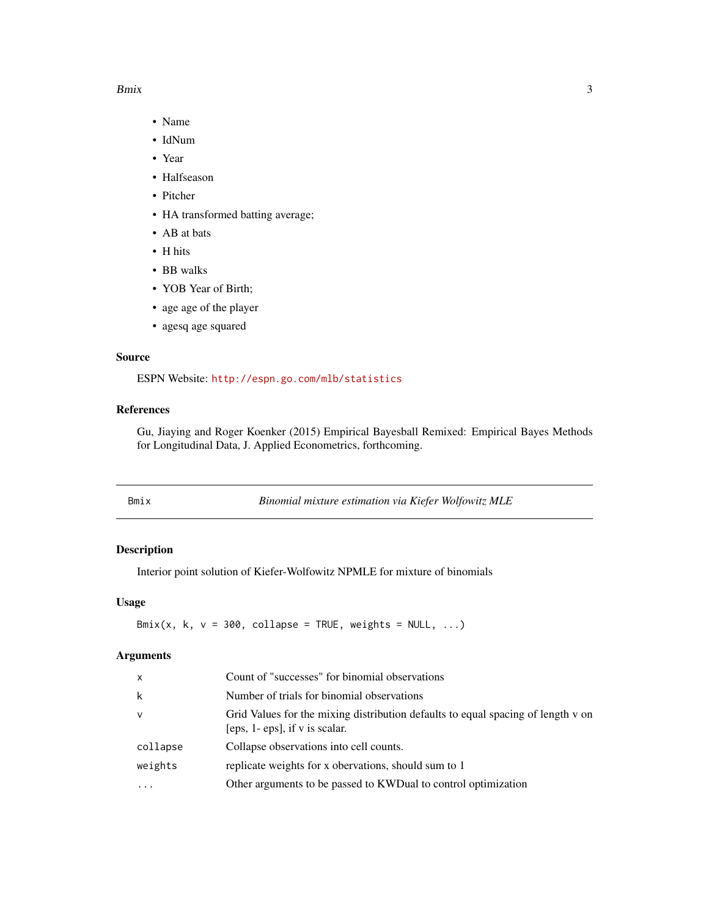- Name
- IdNum
- Year
- Halfseason
- Pitcher
- HA transformed batting average;
- AB at bats
- H hits
- BB walks
- YOB Year of Birth;
- age age of the player
- agesq age squared

### Source

ESPN Website: http://espn.go.com/mlb/statistics

### References

Gu, Jiaying and Roger Koenker (2015) Empirical Bayesball Remixed: Empirical Bayes Methods for Longitudinal Data, J. Applied Econometrics, forthcoming.

---

## Bmix — *Binomial mixture estimation via Kiefer Wolfowitz MLE*

### Description

Interior point solution of Kiefer-Wolfowitz NPMLE for mixture of binomials

### Usage

```
Bmix(x, k, v = 300, collapse = TRUE, weights = NULL, ...)
```

### Arguments

| Argument | Description |
| --- | --- |
| `x` | Count of "successes" for binomial observations |
| `k` | Number of trials for binomial observations |
| `v` | Grid Values for the mixing distribution defaults to equal spacing of length v on [eps, 1- eps], if v is scalar. |
| `collapse` | Collapse observations into cell counts. |
| `weights` | replicate weights for x obervations, should sum to 1 |
| `...` | Other arguments to be passed to KWDual to control optimization |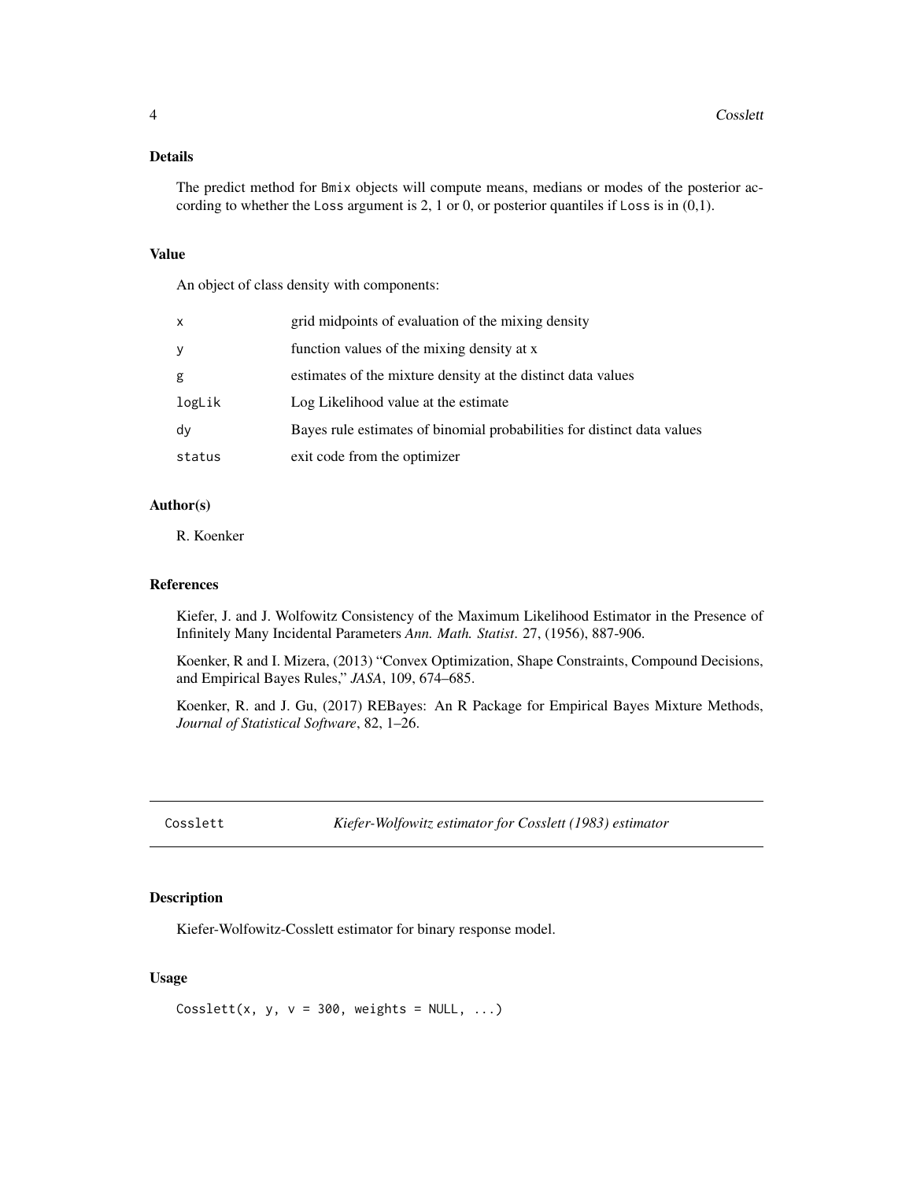### Details

The predict method for `Bmix` objects will compute means, medians or modes of the posterior according to whether the `Loss` argument is 2, 1 or 0, or posterior quantiles if `Loss` is in (0,1).

### Value

An object of class density with components:

| | |
|---|---|
| `x` | grid midpoints of evaluation of the mixing density |
| `y` | function values of the mixing density at x |
| `g` | estimates of the mixture density at the distinct data values |
| `logLik` | Log Likelihood value at the estimate |
| `dy` | Bayes rule estimates of binomial probabilities for distinct data values |
| `status` | exit code from the optimizer |

### Author(s)

R. Koenker

### References

Kiefer, J. and J. Wolfowitz Consistency of the Maximum Likelihood Estimator in the Presence of Infinitely Many Incidental Parameters *Ann. Math. Statist*. 27, (1956), 887-906.

Koenker, R and I. Mizera, (2013) "Convex Optimization, Shape Constraints, Compound Decisions, and Empirical Bayes Rules," *JASA*, 109, 674–685.

Koenker, R. and J. Gu, (2017) REBayes: An R Package for Empirical Bayes Mixture Methods, *Journal of Statistical Software*, 82, 1–26.

---

## Cosslett — *Kiefer-Wolfowitz estimator for Cosslett (1983) estimator*

### Description

Kiefer-Wolfowitz-Cosslett estimator for binary response model.

### Usage

```
Cosslett(x, y, v = 300, weights = NULL, ...)
```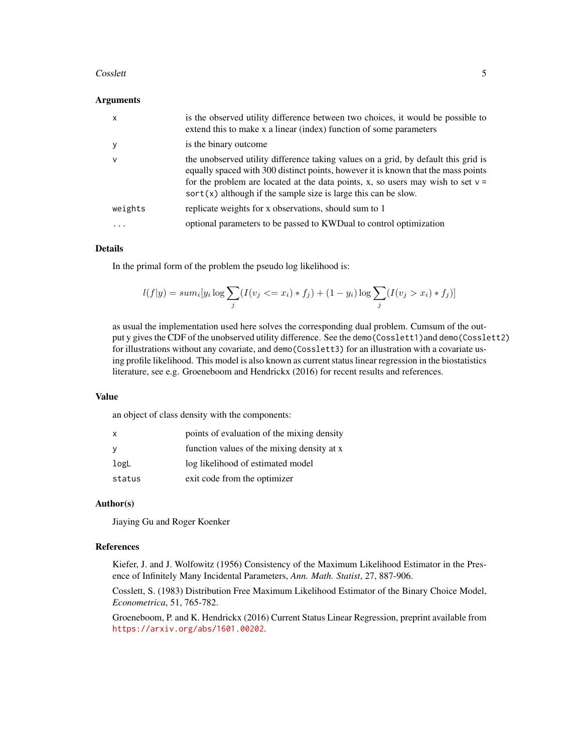### Arguments

| | |
|---|---|
| x | is the observed utility difference between two choices, it would be possible to extend this to make x a linear (index) function of some parameters |
| y | is the binary outcome |
| v | the unobserved utility difference taking values on a grid, by default this grid is equally spaced with 300 distinct points, however it is known that the mass points for the problem are located at the data points, x, so users may wish to set `v = sort(x)` although if the sample size is large this can be slow. |
| weights | replicate weights for x observations, should sum to 1 |
| ... | optional parameters to be passed to KWDual to control optimization |

### Details

In the primal form of the problem the pseudo log likelihood is:

$$l(f|y) = sum_i[y_i \log \sum_j (I(v_j <= x_i) * f_j) + (1 - y_i) \log \sum_j (I(v_j > x_i) * f_j)]$$

as usual the implementation used here solves the corresponding dual problem. Cumsum of the output y gives the CDF of the unobserved utility difference. See the `demo(Cosslett1)` and `demo(Cosslett2)` for illustrations without any covariate, and `demo(Cosslett3)` for an illustration with a covariate using profile likelihood. This model is also known as current status linear regression in the biostatistics literature, see e.g. Groeneboom and Hendrickx (2016) for recent results and references.

### Value

an object of class density with the components:

| | |
|---|---|
| x | points of evaluation of the mixing density |
| y | function values of the mixing density at x |
| logL | log likelihood of estimated model |
| status | exit code from the optimizer |

### Author(s)

Jiaying Gu and Roger Koenker

### References

Kiefer, J. and J. Wolfowitz (1956) Consistency of the Maximum Likelihood Estimator in the Presence of Infinitely Many Incidental Parameters, *Ann. Math. Statist*, 27, 887-906.

Cosslett, S. (1983) Distribution Free Maximum Likelihood Estimator of the Binary Choice Model, *Econometrica*, 51, 765-782.

Groeneboom, P. and K. Hendrickx (2016) Current Status Linear Regression, preprint available from https://arxiv.org/abs/1601.00202.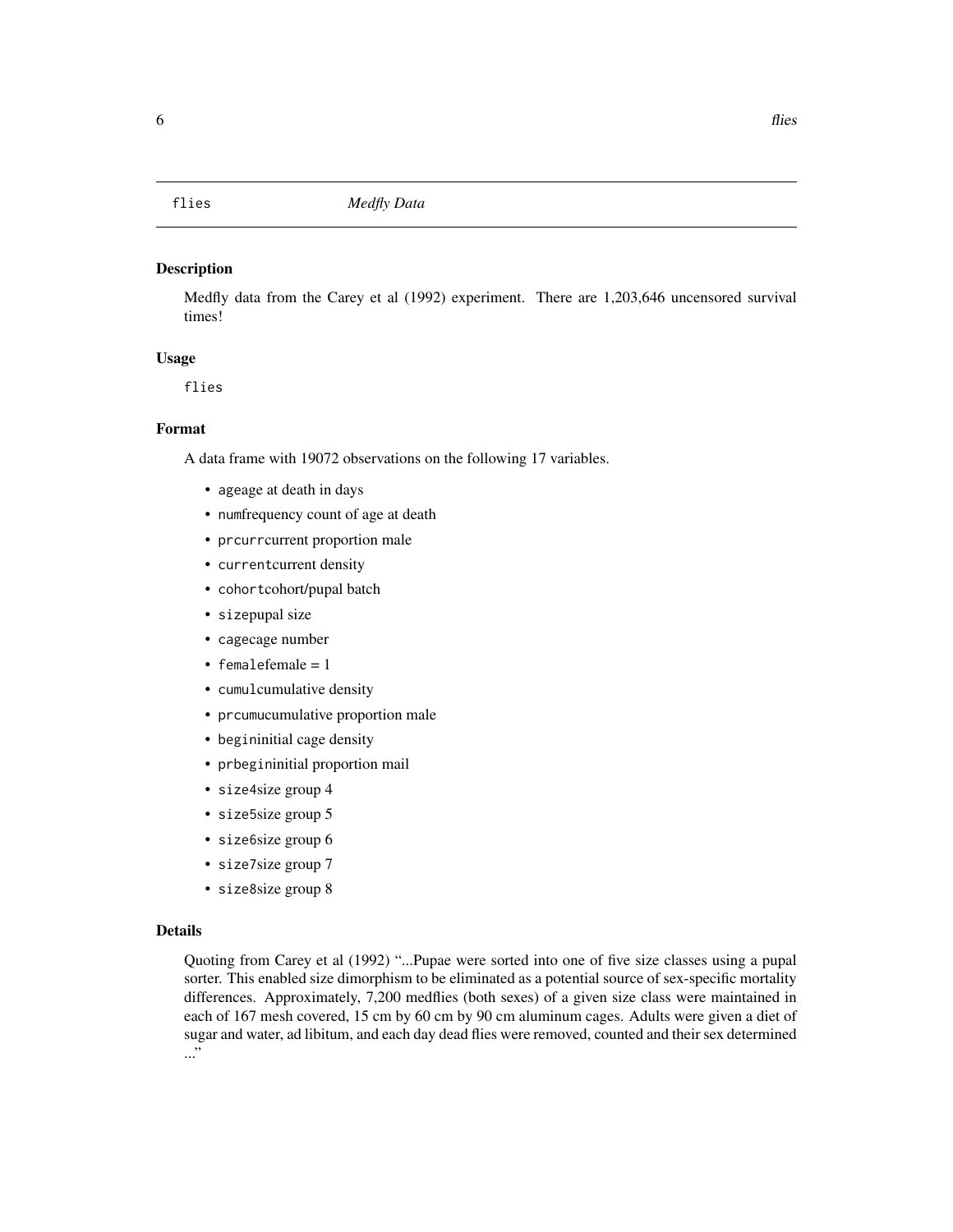flies *Medfly Data*

## Description

Medfly data from the Carey et al (1992) experiment. There are 1,203,646 uncensored survival times!

## Usage

```
flies
```

## Format

A data frame with 19072 observations on the following 17 variables.

- `age`age at death in days
- `num`frequency count of age at death
- `prcurr`current proportion male
- `current`current density
- `cohort`cohort/pupal batch
- `size`pupal size
- `cage`cage number
- `female`female = 1
- `cumul`cumulative density
- `prcumu`cumulative proportion male
- `begin`initial cage density
- `prbegin`initial proportion mail
- `size4`size group 4
- `size5`size group 5
- `size6`size group 6
- `size7`size group 7
- `size8`size group 8

## Details

Quoting from Carey et al (1992) "...Pupae were sorted into one of five size classes using a pupal sorter. This enabled size dimorphism to be eliminated as a potential source of sex-specific mortality differences. Approximately, 7,200 medflies (both sexes) of a given size class were maintained in each of 167 mesh covered, 15 cm by 60 cm by 90 cm aluminum cages. Adults were given a diet of sugar and water, ad libitum, and each day dead flies were removed, counted and their sex determined ..."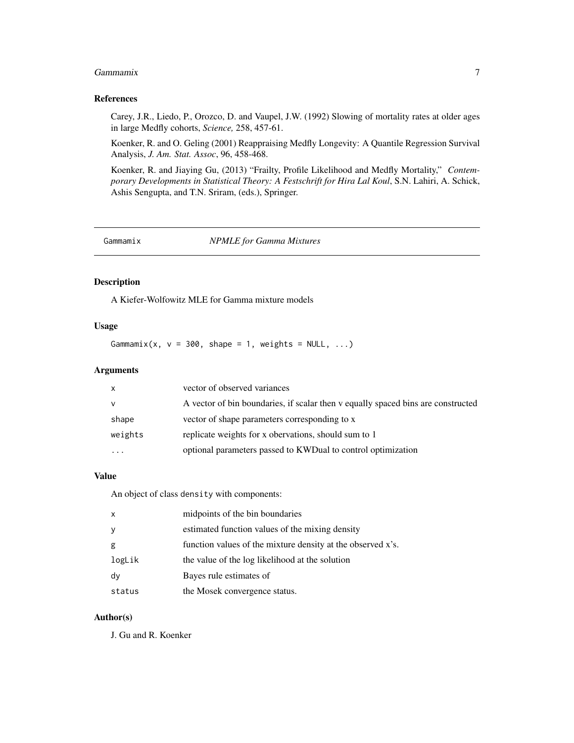### References

Carey, J.R., Liedo, P., Orozco, D. and Vaupel, J.W. (1992) Slowing of mortality rates at older ages in large Medfly cohorts, *Science,* 258, 457-61.

Koenker, R. and O. Geling (2001) Reappraising Medfly Longevity: A Quantile Regression Survival Analysis, *J. Am. Stat. Assoc*, 96, 458-468.

Koenker, R. and Jiaying Gu, (2013) "Frailty, Profile Likelihood and Medfly Mortality," *Contemporary Developments in Statistical Theory: A Festschrift for Hira Lal Koul*, S.N. Lahiri, A. Schick, Ashis Sengupta, and T.N. Sriram, (eds.), Springer.

---

## Gammamix — *NPMLE for Gamma Mixtures*

### Description

A Kiefer-Wolfowitz MLE for Gamma mixture models

### Usage

```
Gammamix(x, v = 300, shape = 1, weights = NULL, ...)
```

### Arguments

| | |
|---|---|
| `x` | vector of observed variances |
| `v` | A vector of bin boundaries, if scalar then v equally spaced bins are constructed |
| `shape` | vector of shape parameters corresponding to x |
| `weights` | replicate weights for x obervations, should sum to 1 |
| `...` | optional parameters passed to KWDual to control optimization |

### Value

An object of class `density` with components:

| | |
|---|---|
| `x` | midpoints of the bin boundaries |
| `y` | estimated function values of the mixing density |
| `g` | function values of the mixture density at the observed x's. |
| `logLik` | the value of the log likelihood at the solution |
| `dy` | Bayes rule estimates of |
| `status` | the Mosek convergence status. |

### Author(s)

J. Gu and R. Koenker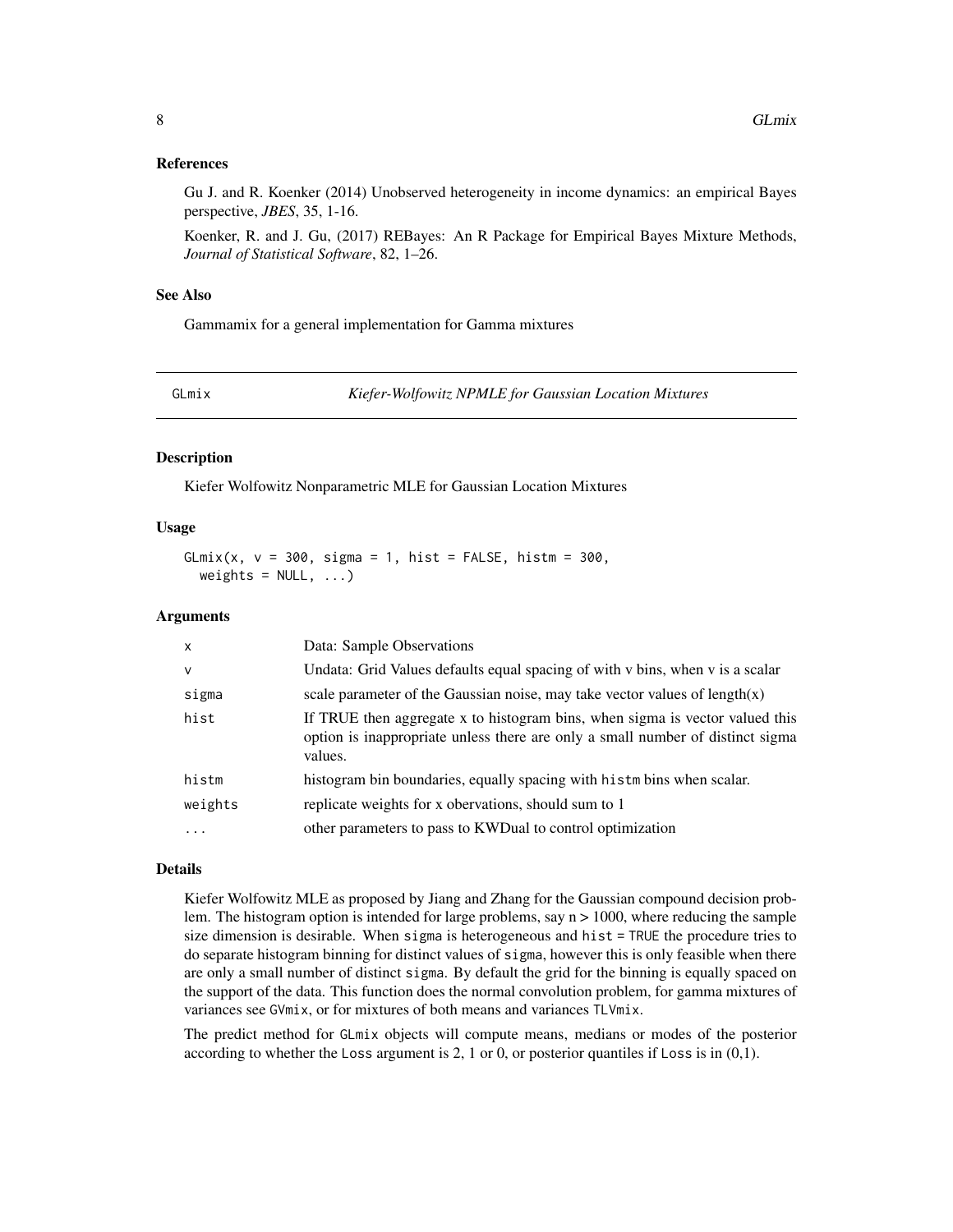### References

Gu J. and R. Koenker (2014) Unobserved heterogeneity in income dynamics: an empirical Bayes perspective, *JBES*, 35, 1-16.

Koenker, R. and J. Gu, (2017) REBayes: An R Package for Empirical Bayes Mixture Methods, *Journal of Statistical Software*, 82, 1–26.

### See Also

Gammamix for a general implementation for Gamma mixtures

---

## GLmix — *Kiefer-Wolfowitz NPMLE for Gaussian Location Mixtures*

### Description

Kiefer Wolfowitz Nonparametric MLE for Gaussian Location Mixtures

### Usage

```
GLmix(x, v = 300, sigma = 1, hist = FALSE, histm = 300,
  weights = NULL, ...)
```

### Arguments

| | |
|---|---|
| x | Data: Sample Observations |
| v | Undata: Grid Values defaults equal spacing of with v bins, when v is a scalar |
| sigma | scale parameter of the Gaussian noise, may take vector values of length(x) |
| hist | If TRUE then aggregate x to histogram bins, when sigma is vector valued this option is inappropriate unless there are only a small number of distinct sigma values. |
| histm | histogram bin boundaries, equally spacing with histm bins when scalar. |
| weights | replicate weights for x obervations, should sum to 1 |
| ... | other parameters to pass to KWDual to control optimization |

### Details

Kiefer Wolfowitz MLE as proposed by Jiang and Zhang for the Gaussian compound decision problem. The histogram option is intended for large problems, say n > 1000, where reducing the sample size dimension is desirable. When sigma is heterogeneous and hist = TRUE the procedure tries to do separate histogram binning for distinct values of sigma, however this is only feasible when there are only a small number of distinct sigma. By default the grid for the binning is equally spaced on the support of the data. This function does the normal convolution problem, for gamma mixtures of variances see GVmix, or for mixtures of both means and variances TLVmix.

The predict method for GLmix objects will compute means, medians or modes of the posterior according to whether the Loss argument is 2, 1 or 0, or posterior quantiles if Loss is in (0,1).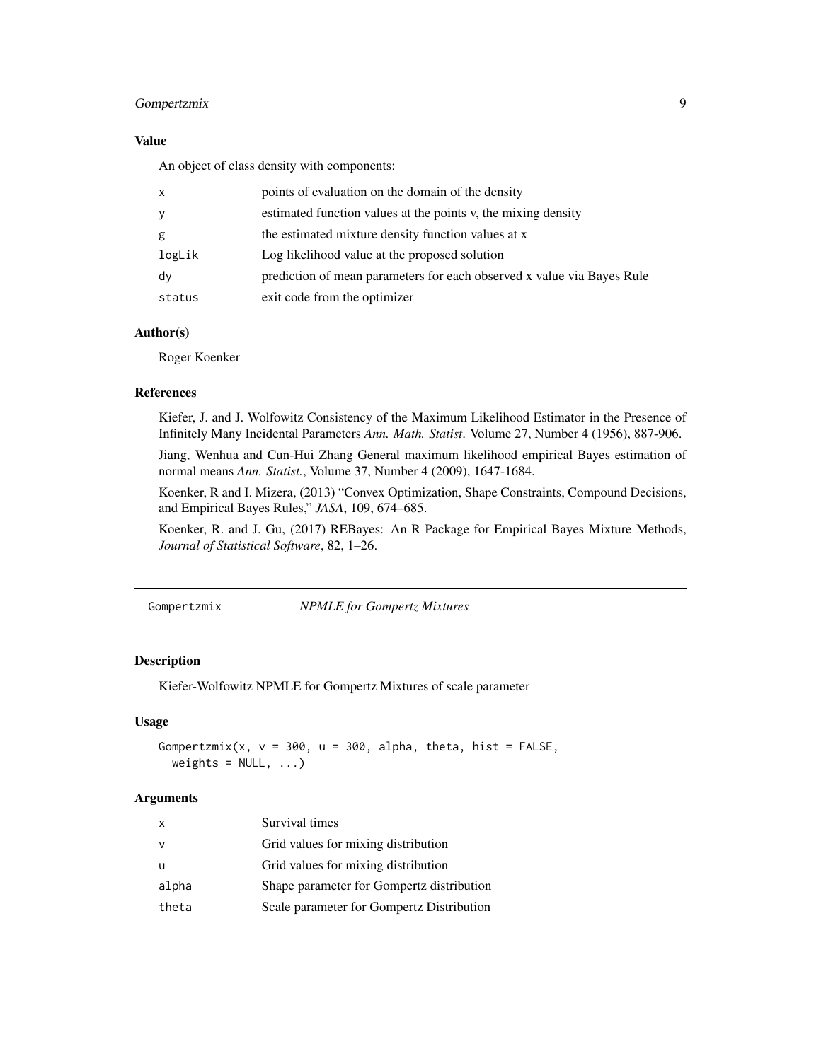### Value

An object of class density with components:

| | |
|---|---|
| x | points of evaluation on the domain of the density |
| y | estimated function values at the points v, the mixing density |
| g | the estimated mixture density function values at x |
| logLik | Log likelihood value at the proposed solution |
| dy | prediction of mean parameters for each observed x value via Bayes Rule |
| status | exit code from the optimizer |

### Author(s)

Roger Koenker

### References

Kiefer, J. and J. Wolfowitz Consistency of the Maximum Likelihood Estimator in the Presence of Infinitely Many Incidental Parameters *Ann. Math. Statist.* Volume 27, Number 4 (1956), 887-906.

Jiang, Wenhua and Cun-Hui Zhang General maximum likelihood empirical Bayes estimation of normal means *Ann. Statist.*, Volume 37, Number 4 (2009), 1647-1684.

Koenker, R and I. Mizera, (2013) "Convex Optimization, Shape Constraints, Compound Decisions, and Empirical Bayes Rules," *JASA*, 109, 674–685.

Koenker, R. and J. Gu, (2017) REBayes: An R Package for Empirical Bayes Mixture Methods, *Journal of Statistical Software*, 82, 1–26.

---

## Gompertzmix — *NPMLE for Gompertz Mixtures*

### Description

Kiefer-Wolfowitz NPMLE for Gompertz Mixtures of scale parameter

### Usage

```
Gompertzmix(x, v = 300, u = 300, alpha, theta, hist = FALSE,
  weights = NULL, ...)
```

### Arguments

| | |
|---|---|
| x | Survival times |
| v | Grid values for mixing distribution |
| u | Grid values for mixing distribution |
| alpha | Shape parameter for Gompertz distribution |
| theta | Scale parameter for Gompertz Distribution |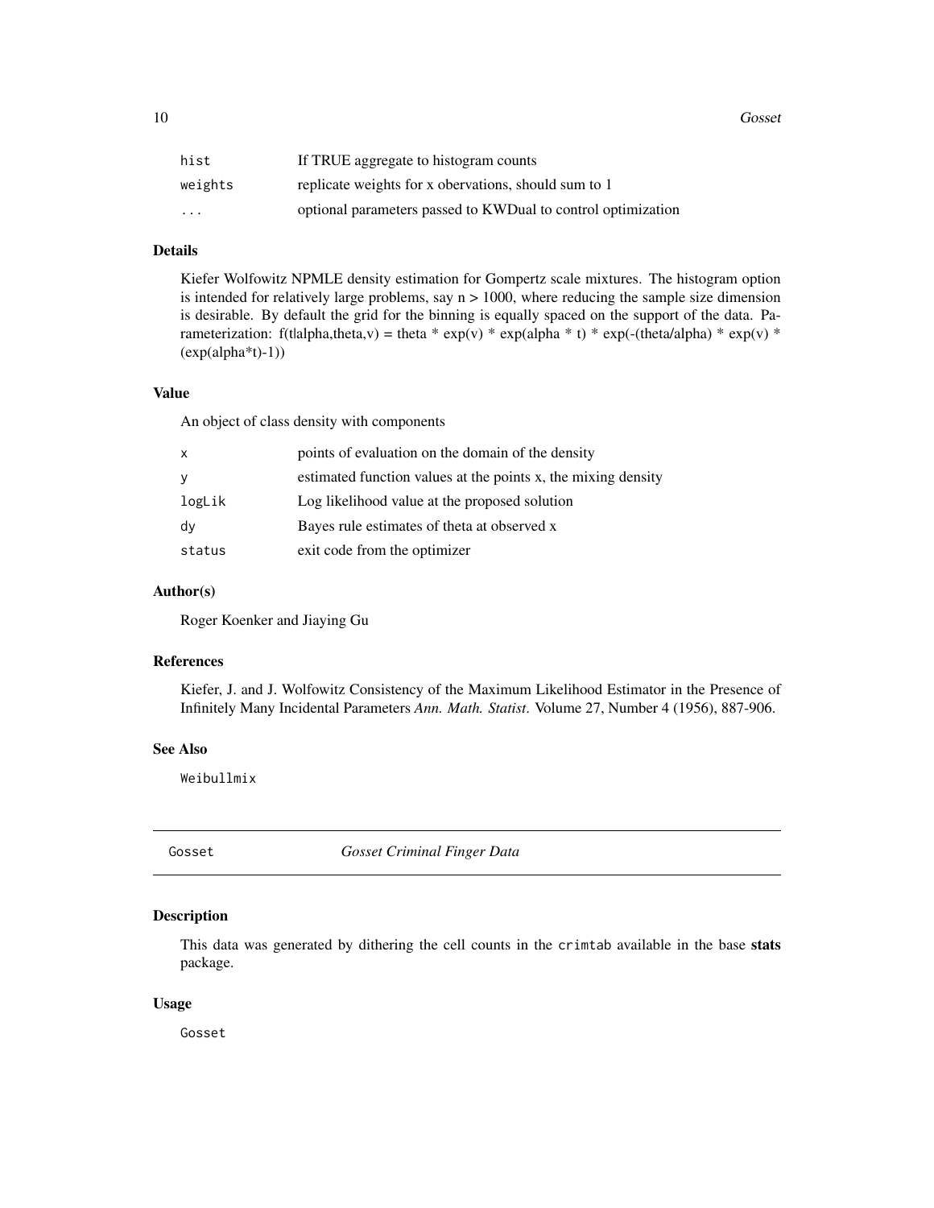| | |
|---|---|
| `hist` | If TRUE aggregate to histogram counts |
| `weights` | replicate weights for x obervations, should sum to 1 |
| `...` | optional parameters passed to KWDual to control optimization |

### Details

Kiefer Wolfowitz NPMLE density estimation for Gompertz scale mixtures. The histogram option is intended for relatively large problems, say n > 1000, where reducing the sample size dimension is desirable. By default the grid for the binning is equally spaced on the support of the data. Parameterization: f(t|alpha,theta,v) = theta * exp(v) * exp(alpha * t) * exp(-(theta/alpha) * exp(v) * (exp(alpha*t)-1))

### Value

An object of class density with components

| | |
|---|---|
| `x` | points of evaluation on the domain of the density |
| `y` | estimated function values at the points x, the mixing density |
| `logLik` | Log likelihood value at the proposed solution |
| `dy` | Bayes rule estimates of theta at observed x |
| `status` | exit code from the optimizer |

### Author(s)

Roger Koenker and Jiaying Gu

### References

Kiefer, J. and J. Wolfowitz Consistency of the Maximum Likelihood Estimator in the Presence of Infinitely Many Incidental Parameters *Ann. Math. Statist*. Volume 27, Number 4 (1956), 887-906.

### See Also

`Weibullmix`

---

## `Gosset` *Gosset Criminal Finger Data*

### Description

This data was generated by dithering the cell counts in the `crimtab` available in the base **stats** package.

### Usage

```
Gosset
```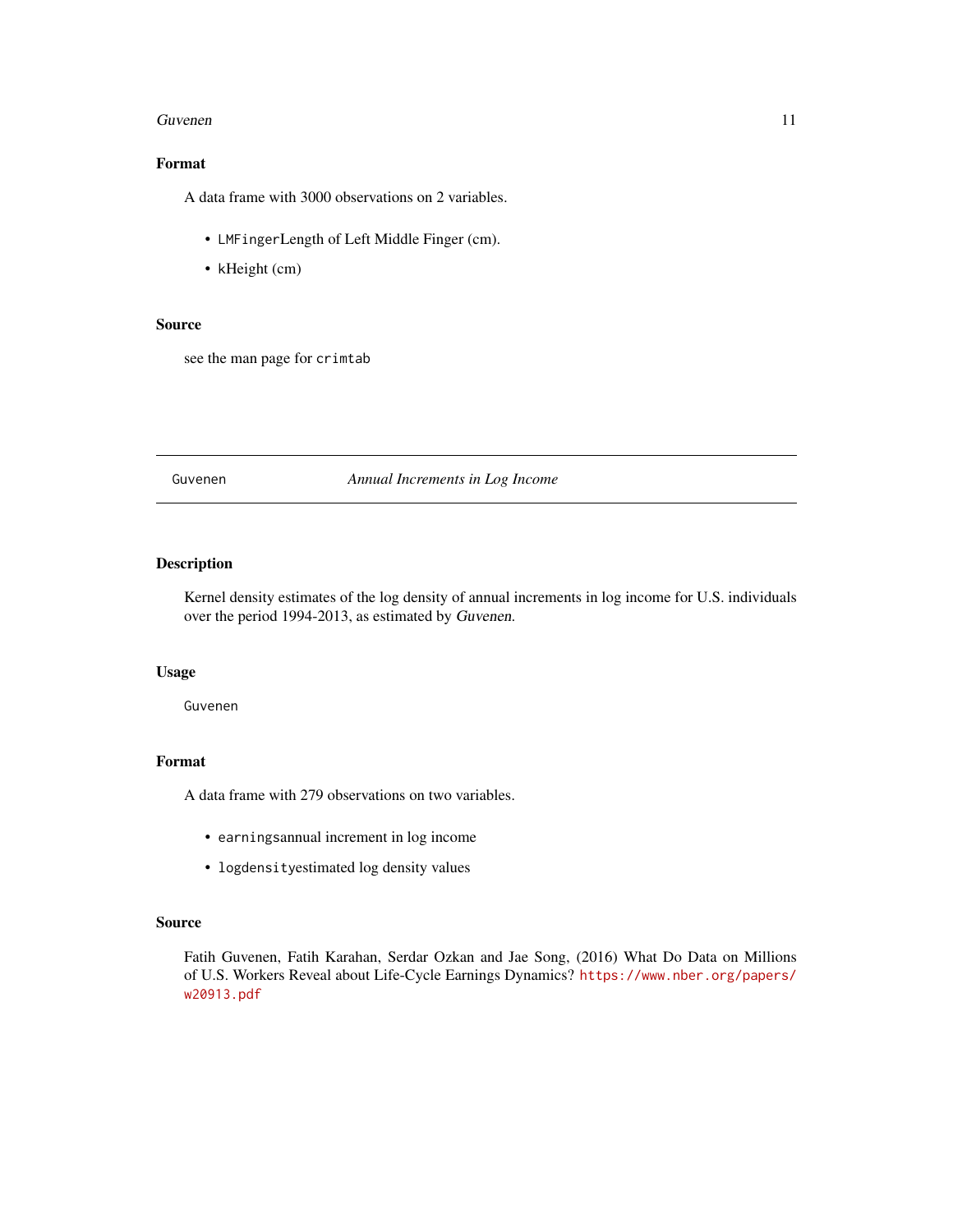### Format

A data frame with 3000 observations on 2 variables.

- `LMFinger`Length of Left Middle Finger (cm).
- `k`Height (cm)

### Source

see the man page for `crimtab`

---

## Guvenen — *Annual Increments in Log Income*

---

### Description

Kernel density estimates of the log density of annual increments in log income for U.S. individuals over the period 1994-2013, as estimated by *Guvenen*.

### Usage

```
Guvenen
```

### Format

A data frame with 279 observations on two variables.

- `earnings`annual increment in log income
- `logdensity`estimated log density values

### Source

Fatih Guvenen, Fatih Karahan, Serdar Ozkan and Jae Song, (2016) What Do Data on Millions of U.S. Workers Reveal about Life-Cycle Earnings Dynamics? https://www.nber.org/papers/w20913.pdf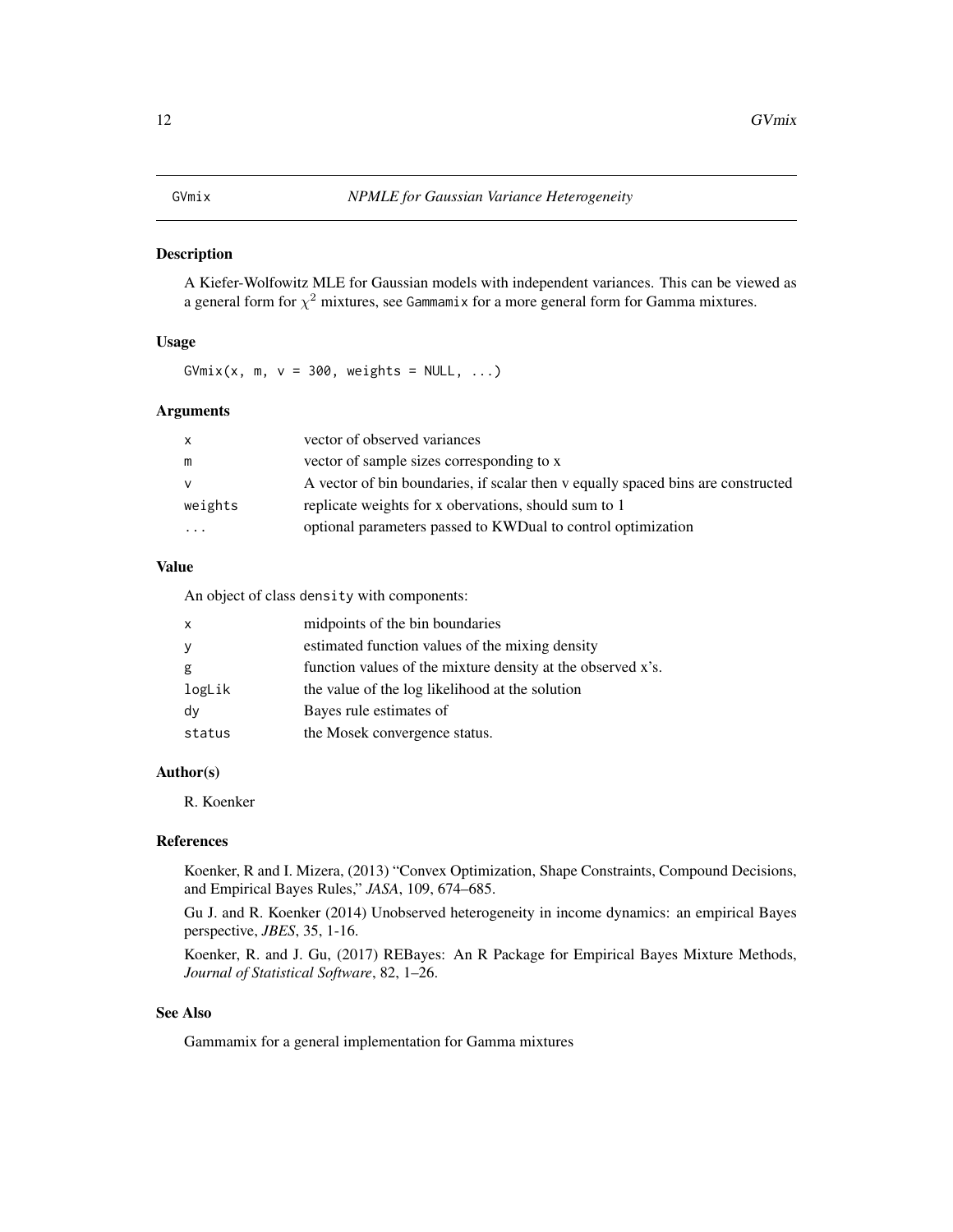# GVmix — *NPMLE for Gaussian Variance Heterogeneity*

## Description

A Kiefer-Wolfowitz MLE for Gaussian models with independent variances. This can be viewed as a general form for $\chi^2$ mixtures, see Gammamix for a more general form for Gamma mixtures.

## Usage

```
GVmix(x, m, v = 300, weights = NULL, ...)
```

## Arguments

| | |
|---|---|
| x | vector of observed variances |
| m | vector of sample sizes corresponding to x |
| v | A vector of bin boundaries, if scalar then v equally spaced bins are constructed |
| weights | replicate weights for x obervations, should sum to 1 |
| ... | optional parameters passed to KWDual to control optimization |

## Value

An object of class density with components:

| | |
|---|---|
| x | midpoints of the bin boundaries |
| y | estimated function values of the mixing density |
| g | function values of the mixture density at the observed x's. |
| logLik | the value of the log likelihood at the solution |
| dy | Bayes rule estimates of |
| status | the Mosek convergence status. |

## Author(s)

R. Koenker

## References

Koenker, R and I. Mizera, (2013) "Convex Optimization, Shape Constraints, Compound Decisions, and Empirical Bayes Rules," *JASA*, 109, 674–685.

Gu J. and R. Koenker (2014) Unobserved heterogeneity in income dynamics: an empirical Bayes perspective, *JBES*, 35, 1-16.

Koenker, R. and J. Gu, (2017) REBayes: An R Package for Empirical Bayes Mixture Methods, *Journal of Statistical Software*, 82, 1–26.

## See Also

Gammamix for a general implementation for Gamma mixtures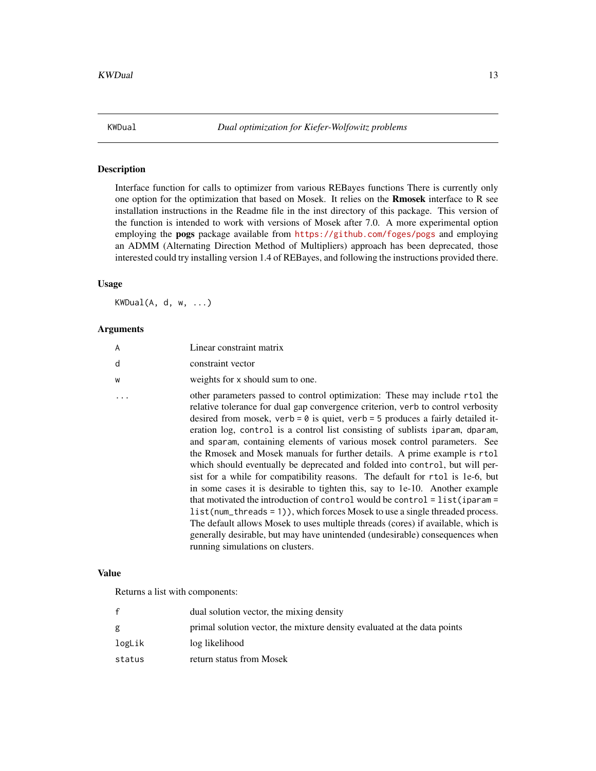## KWDual — *Dual optimization for Kiefer-Wolfowitz problems*

### Description

Interface function for calls to optimizer from various REBayes functions There is currently only one option for the optimization that based on Mosek. It relies on the **Rmosek** interface to R see installation instructions in the Readme file in the inst directory of this package. This version of the function is intended to work with versions of Mosek after 7.0. A more experimental option employing the **pogs** package available from https://github.com/foges/pogs and employing an ADMM (Alternating Direction Method of Multipliers) approach has been deprecated, those interested could try installing version 1.4 of REBayes, and following the instructions provided there.

### Usage

```
KWDual(A, d, w, ...)
```

### Arguments

| | |
|---|---|
| `A` | Linear constraint matrix |
| `d` | constraint vector |
| `w` | weights for x should sum to one. |
| `...` | other parameters passed to control optimization: These may include `rtol` the relative tolerance for dual gap convergence criterion, `verb` to control verbosity desired from mosek, `verb = 0` is quiet, `verb = 5` produces a fairly detailed iteration log, `control` is a control list consisting of sublists `iparam`, `dparam`, and `sparam`, containing elements of various mosek control parameters. See the Rmosek and Mosek manuals for further details. A prime example is `rtol` which should eventually be deprecated and folded into `control`, but will persist for a while for compatibility reasons. The default for `rtol` is 1e-6, but in some cases it is desirable to tighten this, say to 1e-10. Another example that motivated the introduction of `control` would be `control = list(iparam = list(num_threads = 1))`, which forces Mosek to use a single threaded process. The default allows Mosek to uses multiple threads (cores) if available, which is generally desirable, but may have unintended (undesirable) consequences when running simulations on clusters. |

### Value

Returns a list with components:

| | |
|---|---|
| `f` | dual solution vector, the mixing density |
| `g` | primal solution vector, the mixture density evaluated at the data points |
| `logLik` | log likelihood |
| `status` | return status from Mosek |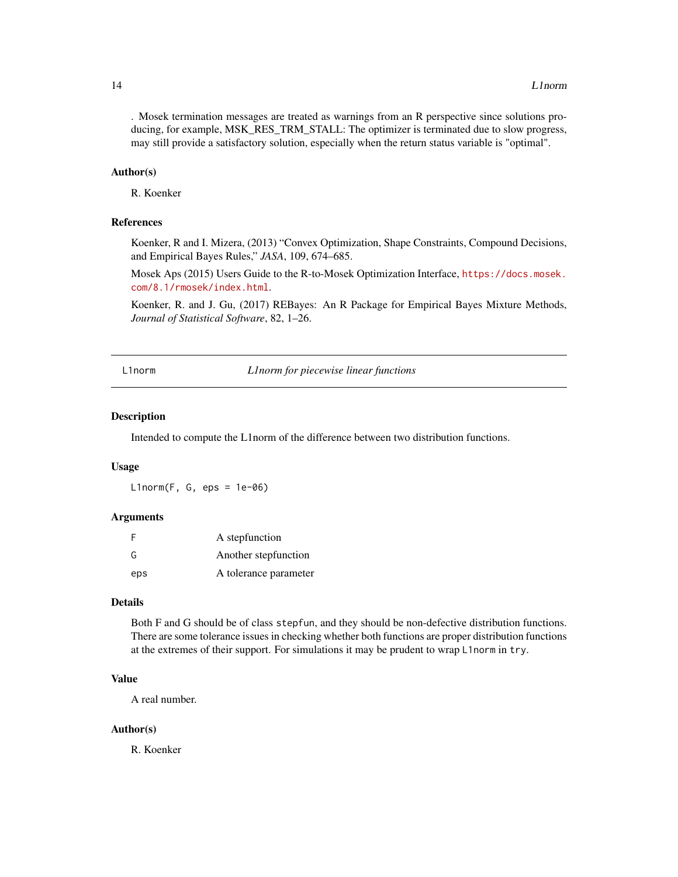. Mosek termination messages are treated as warnings from an R perspective since solutions producing, for example, MSK_RES_TRM_STALL: The optimizer is terminated due to slow progress, may still provide a satisfactory solution, especially when the return status variable is "optimal".

### Author(s)

R. Koenker

### References

Koenker, R and I. Mizera, (2013) "Convex Optimization, Shape Constraints, Compound Decisions, and Empirical Bayes Rules," *JASA*, 109, 674–685.

Mosek Aps (2015) Users Guide to the R-to-Mosek Optimization Interface, https://docs.mosek.com/8.1/rmosek/index.html.

Koenker, R. and J. Gu, (2017) REBayes: An R Package for Empirical Bayes Mixture Methods, *Journal of Statistical Software*, 82, 1–26.

---

## L1norm — *L1norm for piecewise linear functions*

### Description

Intended to compute the L1norm of the difference between two distribution functions.

### Usage

```
L1norm(F, G, eps = 1e-06)
```

### Arguments

| | |
|---|---|
| F | A stepfunction |
| G | Another stepfunction |
| eps | A tolerance parameter |

### Details

Both F and G should be of class `stepfun`, and they should be non-defective distribution functions. There are some tolerance issues in checking whether both functions are proper distribution functions at the extremes of their support. For simulations it may be prudent to wrap `L1norm` in `try`.

### Value

A real number.

### Author(s)

R. Koenker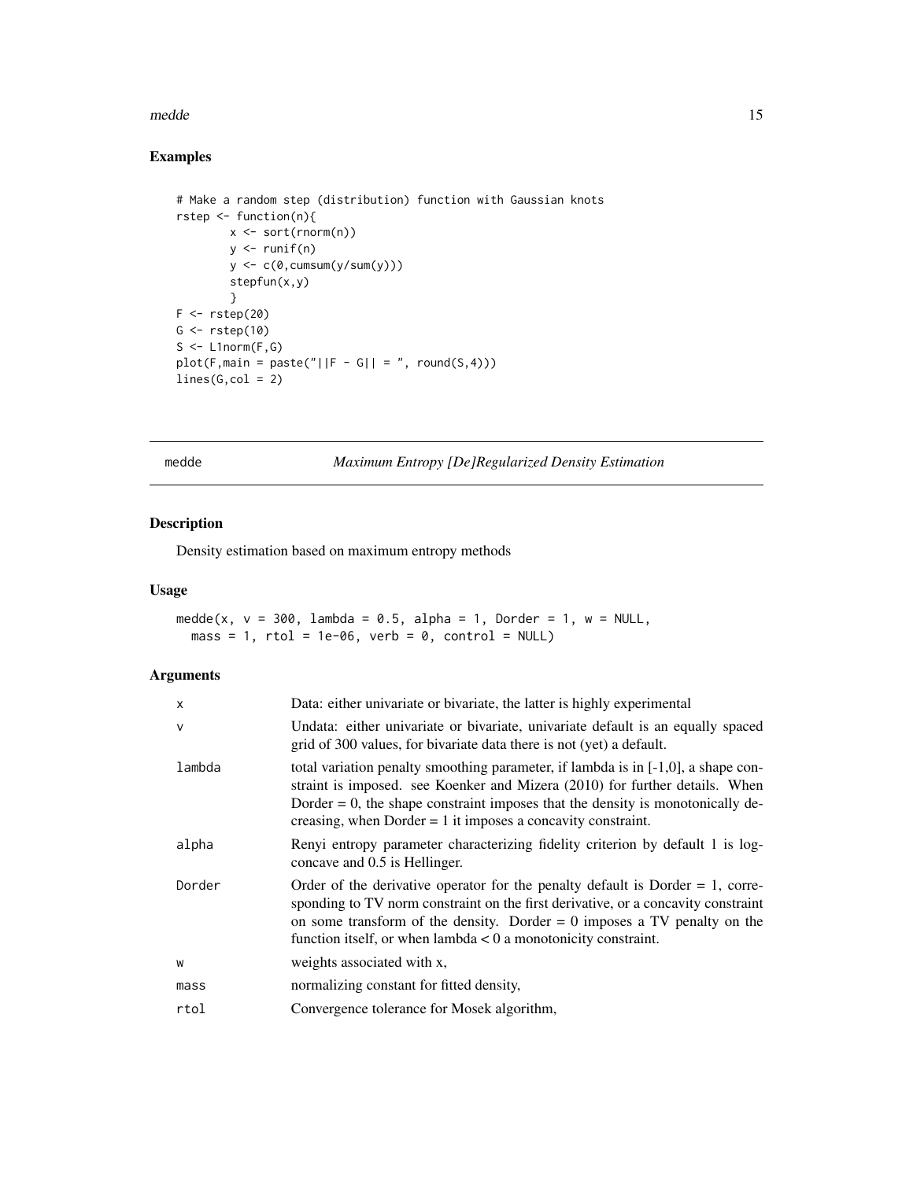## Examples

```
# Make a random step (distribution) function with Gaussian knots
rstep <- function(n){
        x <- sort(rnorm(n))
        y <- runif(n)
        y <- c(0,cumsum(y/sum(y)))
        stepfun(x,y)
        }
F <- rstep(20)
G <- rstep(10)
S <- L1norm(F,G)
plot(F,main = paste("||F - G|| = ", round(S,4)))
lines(G,col = 2)
```

---

# medde *Maximum Entropy [De]Regularized Density Estimation*

---

## Description

Density estimation based on maximum entropy methods

## Usage

```
medde(x, v = 300, lambda = 0.5, alpha = 1, Dorder = 1, w = NULL,
  mass = 1, rtol = 1e-06, verb = 0, control = NULL)
```

## Arguments

| | |
|---|---|
| x | Data: either univariate or bivariate, the latter is highly experimental |
| v | Undata: either univariate or bivariate, univariate default is an equally spaced grid of 300 values, for bivariate data there is not (yet) a default. |
| lambda | total variation penalty smoothing parameter, if lambda is in [-1,0], a shape constraint is imposed. see Koenker and Mizera (2010) for further details. When Dorder = 0, the shape constraint imposes that the density is monotonically decreasing, when Dorder = 1 it imposes a concavity constraint. |
| alpha | Renyi entropy parameter characterizing fidelity criterion by default 1 is log-concave and 0.5 is Hellinger. |
| Dorder | Order of the derivative operator for the penalty default is Dorder = 1, corresponding to TV norm constraint on the first derivative, or a concavity constraint on some transform of the density. Dorder = 0 imposes a TV penalty on the function itself, or when lambda < 0 a monotonicity constraint. |
| w | weights associated with x, |
| mass | normalizing constant for fitted density, |
| rtol | Convergence tolerance for Mosek algorithm, |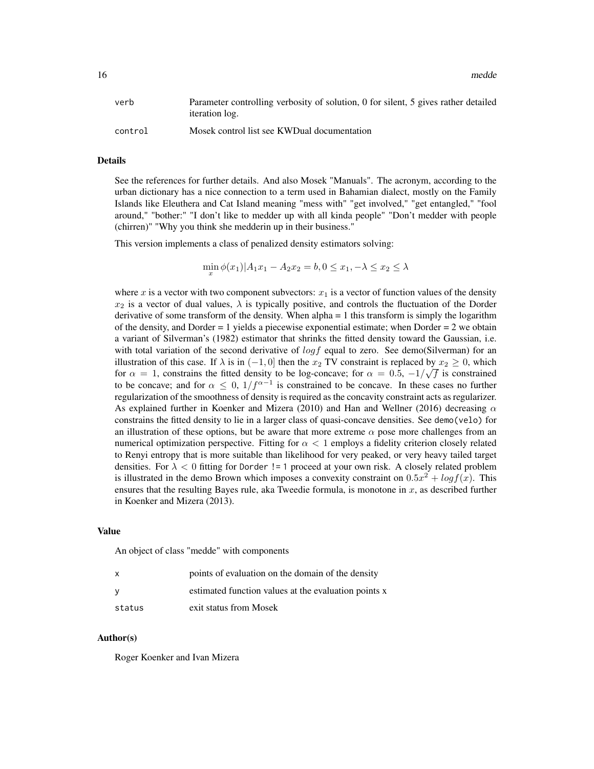| | |
|---|---|
| verb | Parameter controlling verbosity of solution, 0 for silent, 5 gives rather detailed iteration log. |
| control | Mosek control list see KWDual documentation |

### Details

See the references for further details. And also Mosek "Manuals". The acronym, according to the urban dictionary has a nice connection to a term used in Bahamian dialect, mostly on the Family Islands like Eleuthera and Cat Island meaning "mess with" "get involved," "get entangled," "fool around," "bother:" "I don't like to medder up with all kinda people" "Don't medder with people (chirren)" "Why you think she medderin up in their business."

This version implements a class of penalized density estimators solving:

$$\min_x \phi(x_1) | A_1 x_1 - A_2 x_2 = b, 0 \leq x_1, -\lambda \leq x_2 \leq \lambda$$

where $x$ is a vector with two component subvectors: $x_1$ is a vector of function values of the density $x_2$ is a vector of dual values, $\lambda$ is typically positive, and controls the fluctuation of the Dorder derivative of some transform of the density. When alpha = 1 this transform is simply the logarithm of the density, and Dorder = 1 yields a piecewise exponential estimate; when Dorder = 2 we obtain a variant of Silverman's (1982) estimator that shrinks the fitted density toward the Gaussian, i.e. with total variation of the second derivative of $log f$ equal to zero. See demo(Silverman) for an illustration of this case. If $\lambda$ is in $(-1, 0]$ then the $x_2$ TV constraint is replaced by $x_2 \geq 0$, which for $\alpha = 1$, constrains the fitted density to be log-concave; for $\alpha = 0.5$, $-1/\sqrt{f}$ is constrained to be concave; and for $\alpha \leq 0$, $1/f^{\alpha-1}$ is constrained to be concave. In these cases no further regularization of the smoothness of density is required as the concavity constraint acts as regularizer. As explained further in Koenker and Mizera (2010) and Han and Wellner (2016) decreasing $\alpha$ constrains the fitted density to lie in a larger class of quasi-concave densities. See `demo(velo)` for an illustration of these options, but be aware that more extreme $\alpha$ pose more challenges from an numerical optimization perspective. Fitting for $\alpha < 1$ employs a fidelity criterion closely related to Renyi entropy that is more suitable than likelihood for very peaked, or very heavy tailed target densities. For $\lambda < 0$ fitting for `Dorder != 1` proceed at your own risk. A closely related problem is illustrated in the demo Brown which imposes a convexity constraint on $0.5x^2 + log f(x)$. This ensures that the resulting Bayes rule, aka Tweedie formula, is monotone in $x$, as described further in Koenker and Mizera (2013).

### Value

An object of class "medde" with components

| | |
|---|---|
| x | points of evaluation on the domain of the density |
| y | estimated function values at the evaluation points x |
| status | exit status from Mosek |

### Author(s)

Roger Koenker and Ivan Mizera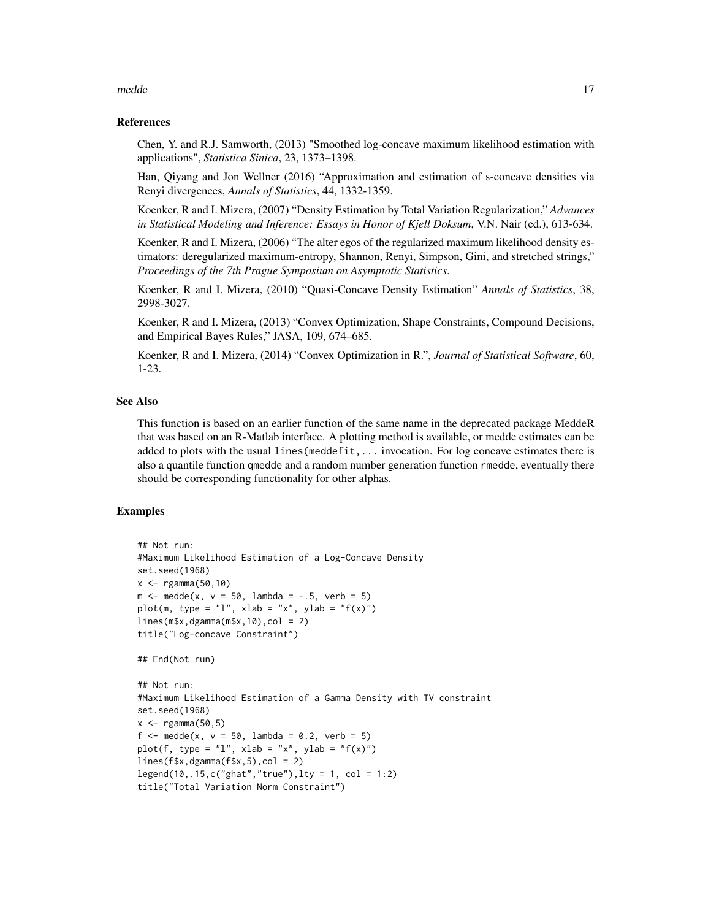## References

Chen, Y. and R.J. Samworth, (2013) "Smoothed log-concave maximum likelihood estimation with applications", *Statistica Sinica*, 23, 1373–1398.

Han, Qiyang and Jon Wellner (2016) "Approximation and estimation of s-concave densities via Renyi divergences, *Annals of Statistics*, 44, 1332-1359.

Koenker, R and I. Mizera, (2007) "Density Estimation by Total Variation Regularization," *Advances in Statistical Modeling and Inference: Essays in Honor of Kjell Doksum*, V.N. Nair (ed.), 613-634.

Koenker, R and I. Mizera, (2006) "The alter egos of the regularized maximum likelihood density estimators: deregularized maximum-entropy, Shannon, Renyi, Simpson, Gini, and stretched strings," *Proceedings of the 7th Prague Symposium on Asymptotic Statistics*.

Koenker, R and I. Mizera, (2010) "Quasi-Concave Density Estimation" *Annals of Statistics*, 38, 2998-3027.

Koenker, R and I. Mizera, (2013) "Convex Optimization, Shape Constraints, Compound Decisions, and Empirical Bayes Rules," JASA, 109, 674–685.

Koenker, R and I. Mizera, (2014) "Convex Optimization in R.", *Journal of Statistical Software*, 60, 1-23.

## See Also

This function is based on an earlier function of the same name in the deprecated package MeddeR that was based on an R-Matlab interface. A plotting method is available, or medde estimates can be added to plots with the usual `lines(meddefit,...` invocation. For log concave estimates there is also a quantile function `qmedde` and a random number generation function `rmedde`, eventually there should be corresponding functionality for other alphas.

## Examples

```
## Not run:
#Maximum Likelihood Estimation of a Log-Concave Density
set.seed(1968)
x <- rgamma(50,10)
m <- medde(x, v = 50, lambda = -.5, verb = 5)
plot(m, type = "l", xlab = "x", ylab = "f(x)")
lines(m$x,dgamma(m$x,10),col = 2)
title("Log-concave Constraint")

## End(Not run)

## Not run:
#Maximum Likelihood Estimation of a Gamma Density with TV constraint
set.seed(1968)
x <- rgamma(50,5)
f <- medde(x, v = 50, lambda = 0.2, verb = 5)
plot(f, type = "l", xlab = "x", ylab = "f(x)")
lines(f$x,dgamma(f$x,5),col = 2)
legend(10,.15,c("ghat","true"),lty = 1, col = 1:2)
title("Total Variation Norm Constraint")
```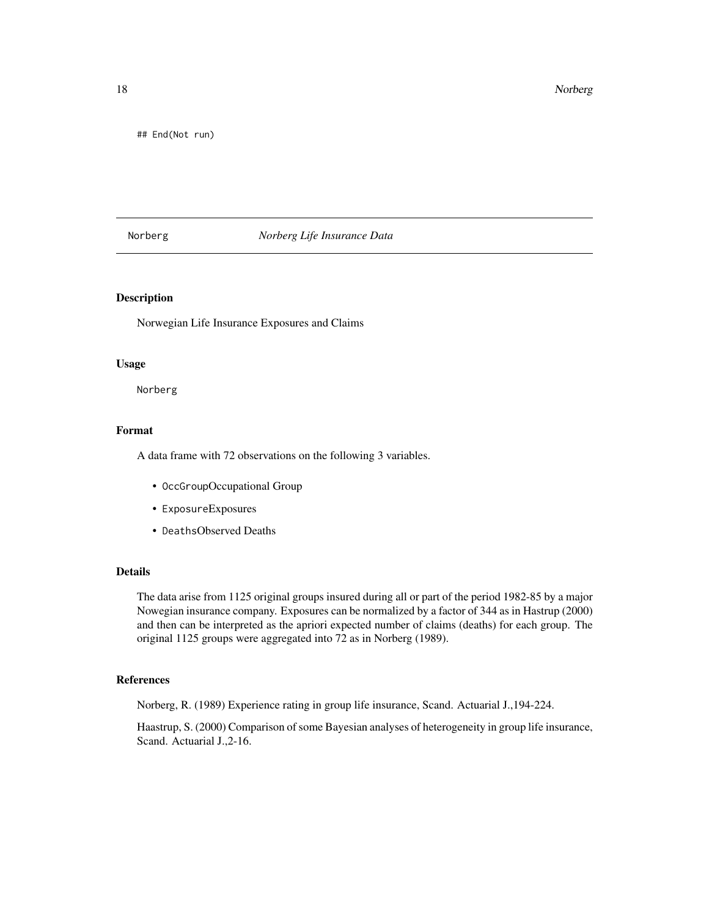```
## End(Not run)
```

---

Norberg    *Norberg Life Insurance Data*

---

## Description

Norwegian Life Insurance Exposures and Claims

## Usage

Norberg

## Format

A data frame with 72 observations on the following 3 variables.

- OccGroupOccupational Group
- ExposureExposures
- DeathsObserved Deaths

## Details

The data arise from 1125 original groups insured during all or part of the period 1982-85 by a major Nowegian insurance company. Exposures can be normalized by a factor of 344 as in Hastrup (2000) and then can be interpreted as the apriori expected number of claims (deaths) for each group. The original 1125 groups were aggregated into 72 as in Norberg (1989).

## References

Norberg, R. (1989) Experience rating in group life insurance, Scand. Actuarial J.,194-224.

Haastrup, S. (2000) Comparison of some Bayesian analyses of heterogeneity in group life insurance, Scand. Actuarial J.,2-16.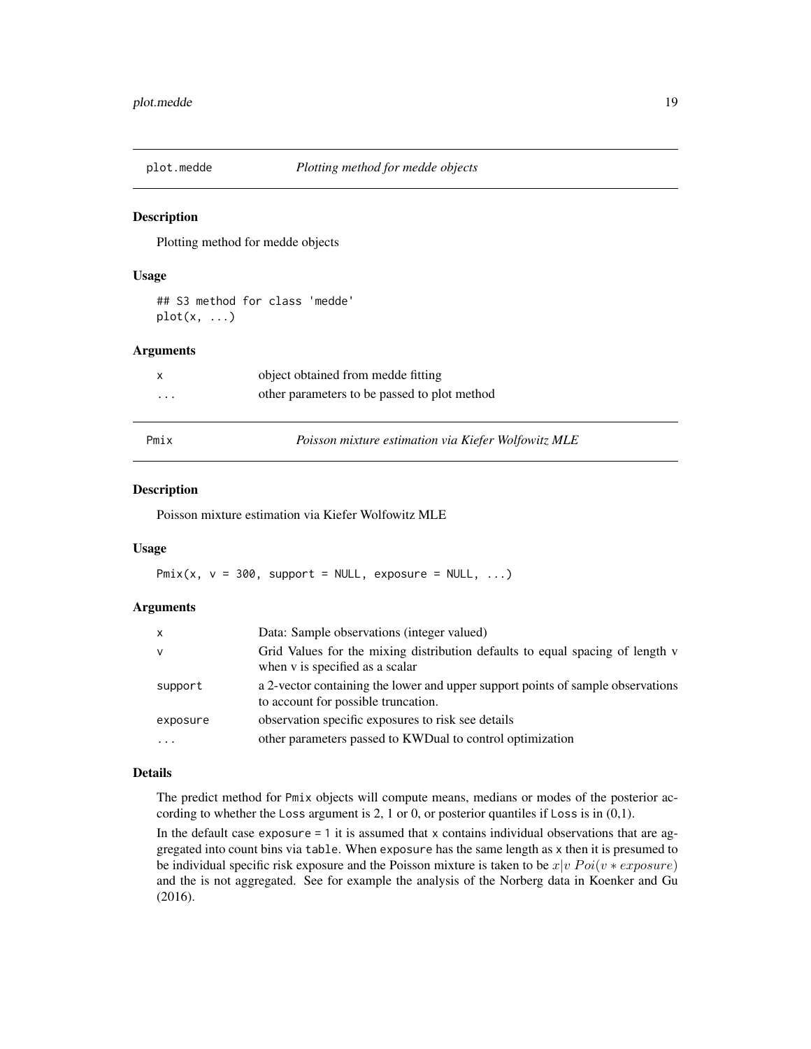## plot.medde — *Plotting method for medde objects*

### Description

Plotting method for medde objects

### Usage

```
## S3 method for class 'medde'
plot(x, ...)
```

### Arguments

| | |
|---|---|
| x | object obtained from medde fitting |
| ... | other parameters to be passed to plot method |

## Pmix — *Poisson mixture estimation via Kiefer Wolfowitz MLE*

### Description

Poisson mixture estimation via Kiefer Wolfowitz MLE

### Usage

```
Pmix(x, v = 300, support = NULL, exposure = NULL, ...)
```

### Arguments

| | |
|---|---|
| x | Data: Sample observations (integer valued) |
| v | Grid Values for the mixing distribution defaults to equal spacing of length v when v is specified as a scalar |
| support | a 2-vector containing the lower and upper support points of sample observations to account for possible truncation. |
| exposure | observation specific exposures to risk see details |
| ... | other parameters passed to KWDual to control optimization |

### Details

The predict method for `Pmix` objects will compute means, medians or modes of the posterior according to whether the `Loss` argument is 2, 1 or 0, or posterior quantiles if `Loss` is in (0,1).

In the default case `exposure = 1` it is assumed that `x` contains individual observations that are aggregated into count bins via `table`. When `exposure` has the same length as `x` then it is presumed to be individual specific risk exposure and the Poisson mixture is taken to be $x|v \; Poi(v * exposure)$ and the is not aggregated. See for example the analysis of the Norberg data in Koenker and Gu (2016).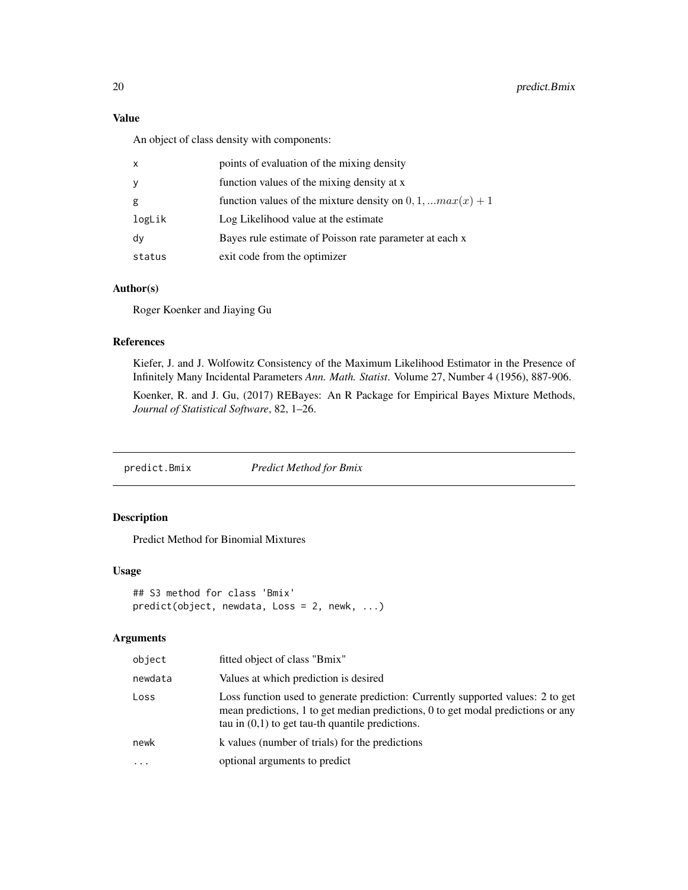## Value

An object of class density with components:

| | |
|---|---|
| x | points of evaluation of the mixing density |
| y | function values of the mixing density at x |
| g | function values of the mixture density on $0, 1, ...max(x) + 1$ |
| logLik | Log Likelihood value at the estimate |
| dy | Bayes rule estimate of Poisson rate parameter at each x |
| status | exit code from the optimizer |

## Author(s)

Roger Koenker and Jiaying Gu

## References

Kiefer, J. and J. Wolfowitz Consistency of the Maximum Likelihood Estimator in the Presence of Infinitely Many Incidental Parameters *Ann. Math. Statist*. Volume 27, Number 4 (1956), 887-906.

Koenker, R. and J. Gu, (2017) REBayes: An R Package for Empirical Bayes Mixture Methods, *Journal of Statistical Software*, 82, 1–26.

---

# predict.Bmix — *Predict Method for Bmix*

## Description

Predict Method for Binomial Mixtures

## Usage

```
## S3 method for class 'Bmix'
predict(object, newdata, Loss = 2, newk, ...)
```

## Arguments

| | |
|---|---|
| object | fitted object of class "Bmix" |
| newdata | Values at which prediction is desired |
| Loss | Loss function used to generate prediction: Currently supported values: 2 to get mean predictions, 1 to get median predictions, 0 to get modal predictions or any tau in (0,1) to get tau-th quantile predictions. |
| newk | k values (number of trials) for the predictions |
| ... | optional arguments to predict |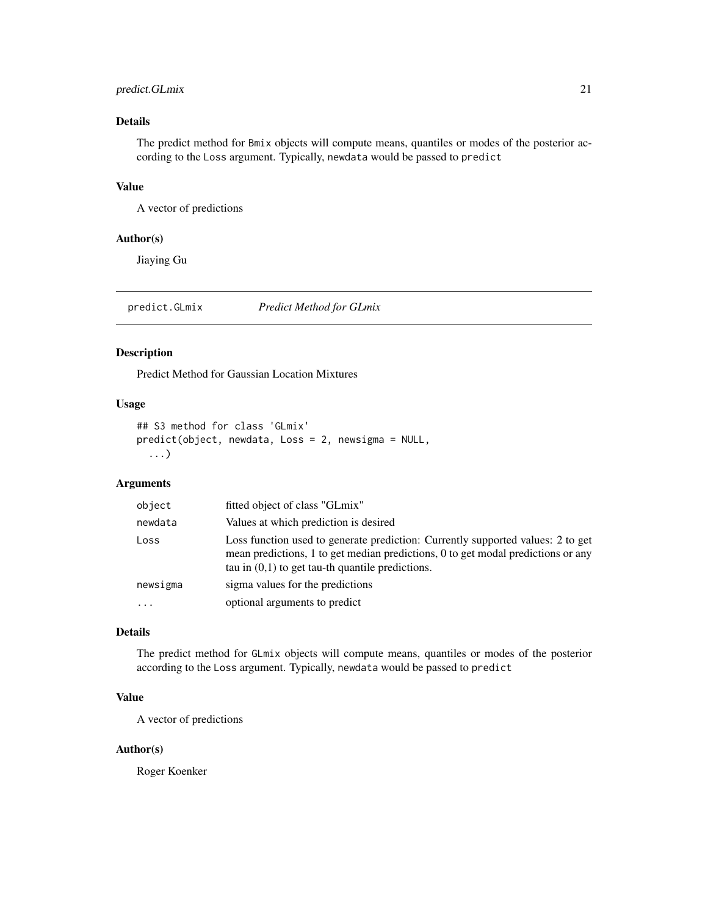## Details

The predict method for Bmix objects will compute means, quantiles or modes of the posterior according to the Loss argument. Typically, newdata would be passed to predict

## Value

A vector of predictions

## Author(s)

Jiaying Gu

---

# predict.GLmix — *Predict Method for GLmix*

## Description

Predict Method for Gaussian Location Mixtures

## Usage

```
## S3 method for class 'GLmix'
predict(object, newdata, Loss = 2, newsigma = NULL,
  ...)
```

## Arguments

| | |
|---|---|
| object | fitted object of class "GLmix" |
| newdata | Values at which prediction is desired |
| Loss | Loss function used to generate prediction: Currently supported values: 2 to get mean predictions, 1 to get median predictions, 0 to get modal predictions or any tau in (0,1) to get tau-th quantile predictions. |
| newsigma | sigma values for the predictions |
| ... | optional arguments to predict |

## Details

The predict method for GLmix objects will compute means, quantiles or modes of the posterior according to the Loss argument. Typically, newdata would be passed to predict

## Value

A vector of predictions

## Author(s)

Roger Koenker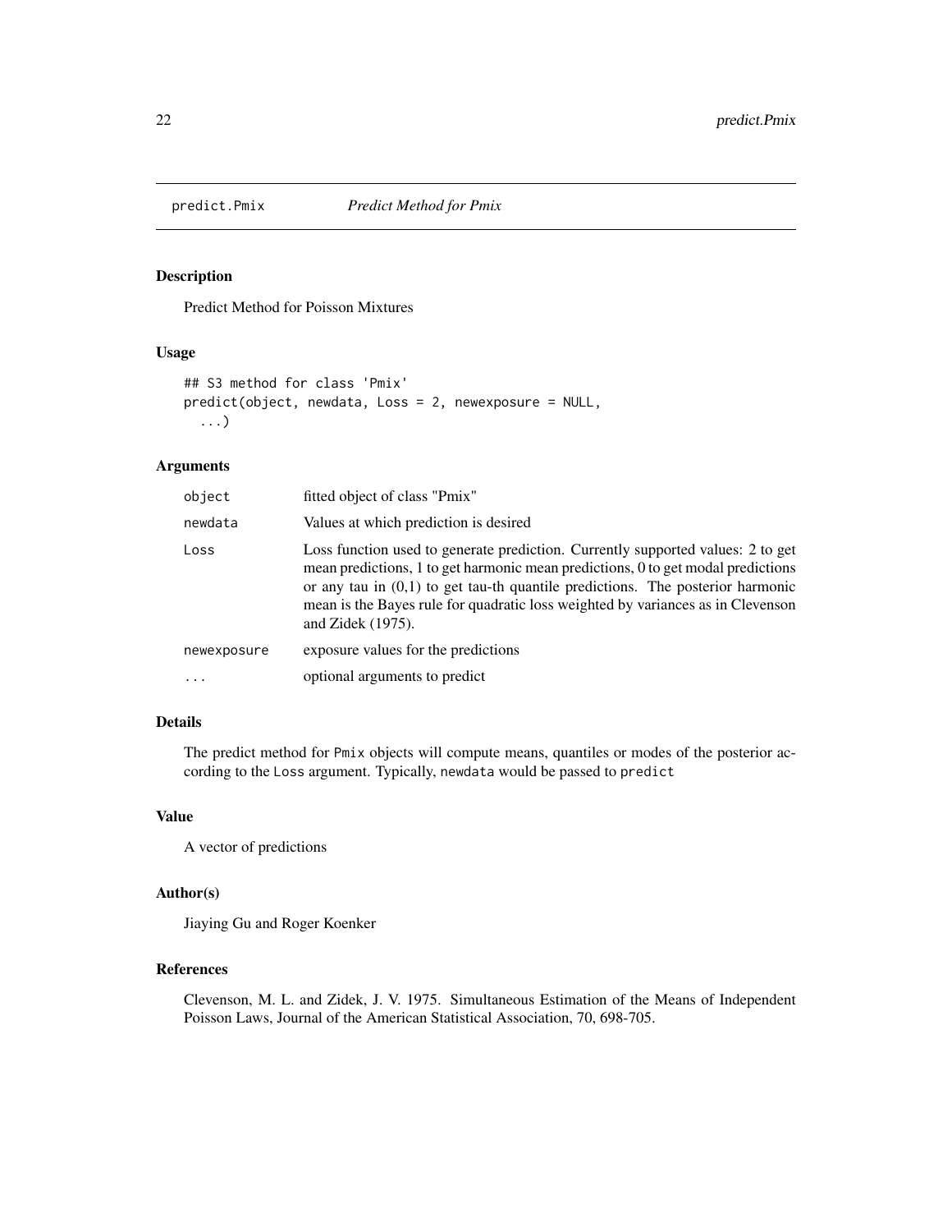# predict.Pmix *Predict Method for Pmix*

## Description

Predict Method for Poisson Mixtures

## Usage

```
## S3 method for class 'Pmix'
predict(object, newdata, Loss = 2, newexposure = NULL,
  ...)
```

## Arguments

| | |
|---|---|
| `object` | fitted object of class "Pmix" |
| `newdata` | Values at which prediction is desired |
| `Loss` | Loss function used to generate prediction. Currently supported values: 2 to get mean predictions, 1 to get harmonic mean predictions, 0 to get modal predictions or any tau in (0,1) to get tau-th quantile predictions. The posterior harmonic mean is the Bayes rule for quadratic loss weighted by variances as in Clevenson and Zidek (1975). |
| `newexposure` | exposure values for the predictions |
| `...` | optional arguments to predict |

## Details

The predict method for `Pmix` objects will compute means, quantiles or modes of the posterior according to the `Loss` argument. Typically, `newdata` would be passed to `predict`

## Value

A vector of predictions

## Author(s)

Jiaying Gu and Roger Koenker

## References

Clevenson, M. L. and Zidek, J. V. 1975. Simultaneous Estimation of the Means of Independent Poisson Laws, Journal of the American Statistical Association, 70, 698-705.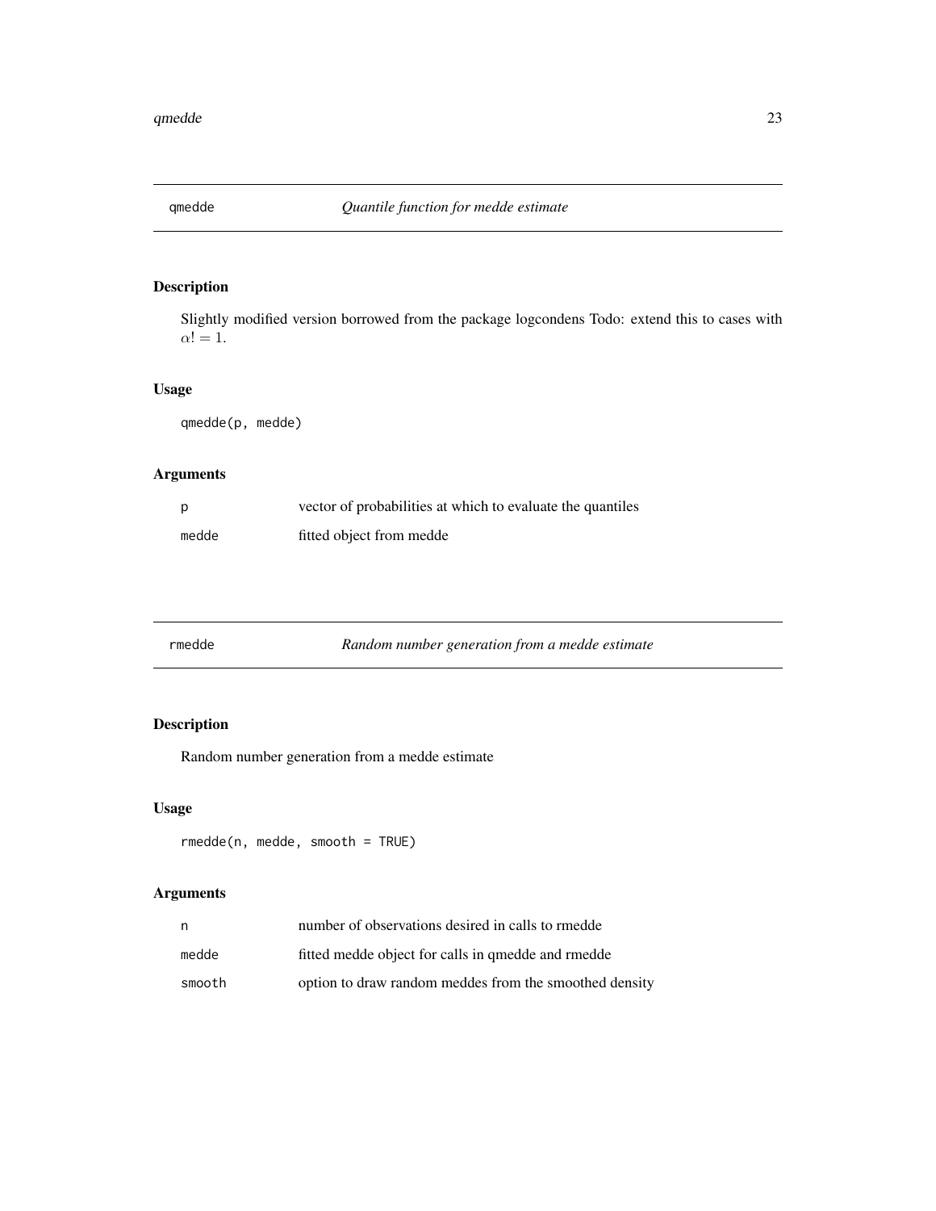## qmedde — *Quantile function for medde estimate*

### Description

Slightly modified version borrowed from the package logcondens Todo: extend this to cases with $\alpha! = 1$.

### Usage

```
qmedde(p, medde)
```

### Arguments

| | |
|---|---|
| p | vector of probabilities at which to evaluate the quantiles |
| medde | fitted object from medde |

## rmedde — *Random number generation from a medde estimate*

### Description

Random number generation from a medde estimate

### Usage

```
rmedde(n, medde, smooth = TRUE)
```

### Arguments

| | |
|---|---|
| n | number of observations desired in calls to rmedde |
| medde | fitted medde object for calls in qmedde and rmedde |
| smooth | option to draw random meddes from the smoothed density |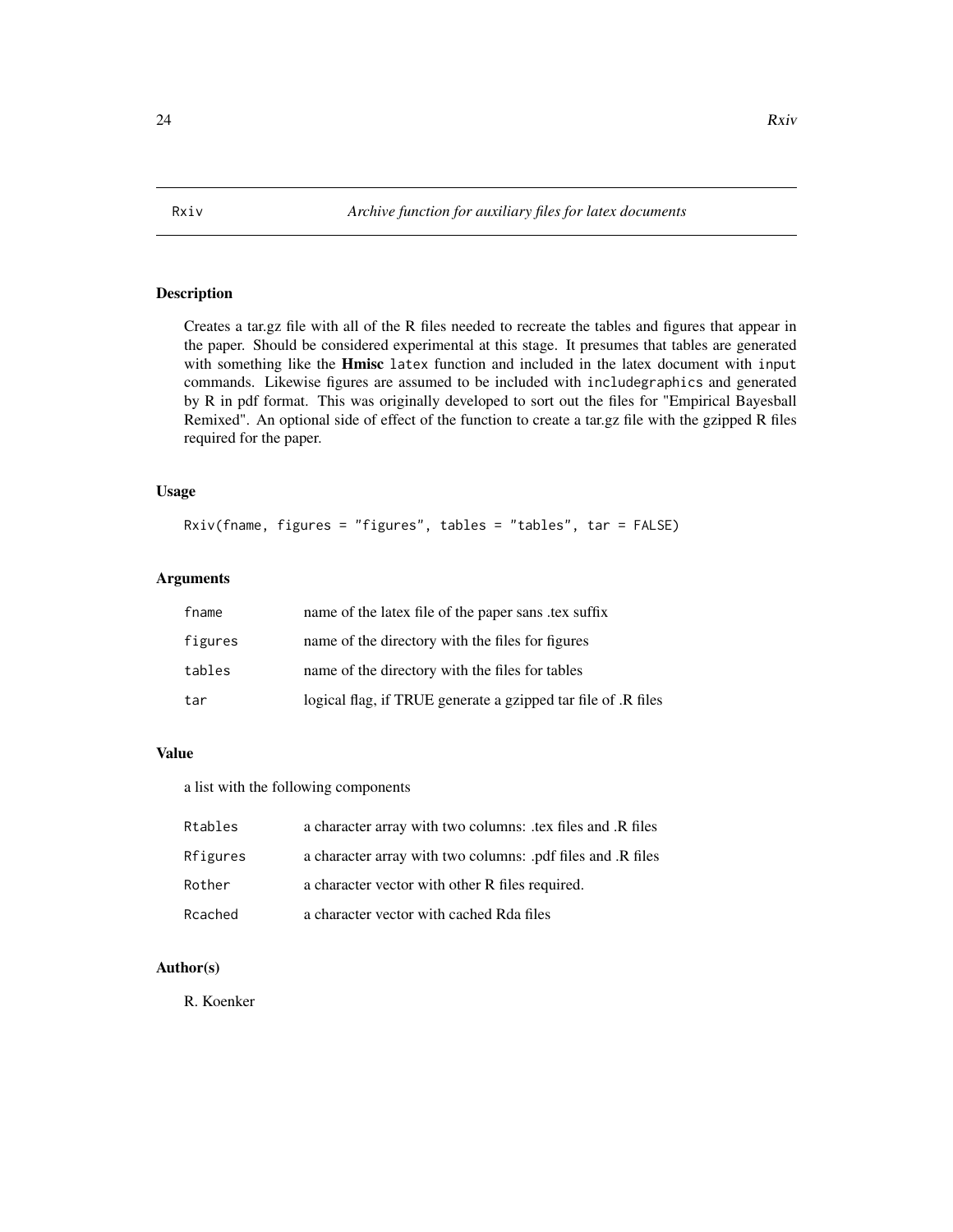# Rxiv — *Archive function for auxiliary files for latex documents*

## Description

Creates a tar.gz file with all of the R files needed to recreate the tables and figures that appear in the paper. Should be considered experimental at this stage. It presumes that tables are generated with something like the **Hmisc** `latex` function and included in the latex document with `input` commands. Likewise figures are assumed to be included with `includegraphics` and generated by R in pdf format. This was originally developed to sort out the files for "Empirical Bayesball Remixed". An optional side of effect of the function to create a tar.gz file with the gzipped R files required for the paper.

## Usage

```
Rxiv(fname, figures = "figures", tables = "tables", tar = FALSE)
```

## Arguments

| | |
|---|---|
| `fname` | name of the latex file of the paper sans .tex suffix |
| `figures` | name of the directory with the files for figures |
| `tables` | name of the directory with the files for tables |
| `tar` | logical flag, if TRUE generate a gzipped tar file of .R files |

## Value

a list with the following components

| | |
|---|---|
| `Rtables` | a character array with two columns: .tex files and .R files |
| `Rfigures` | a character array with two columns: .pdf files and .R files |
| `Rother` | a character vector with other R files required. |
| `Rcached` | a character vector with cached Rda files |

## Author(s)

R. Koenker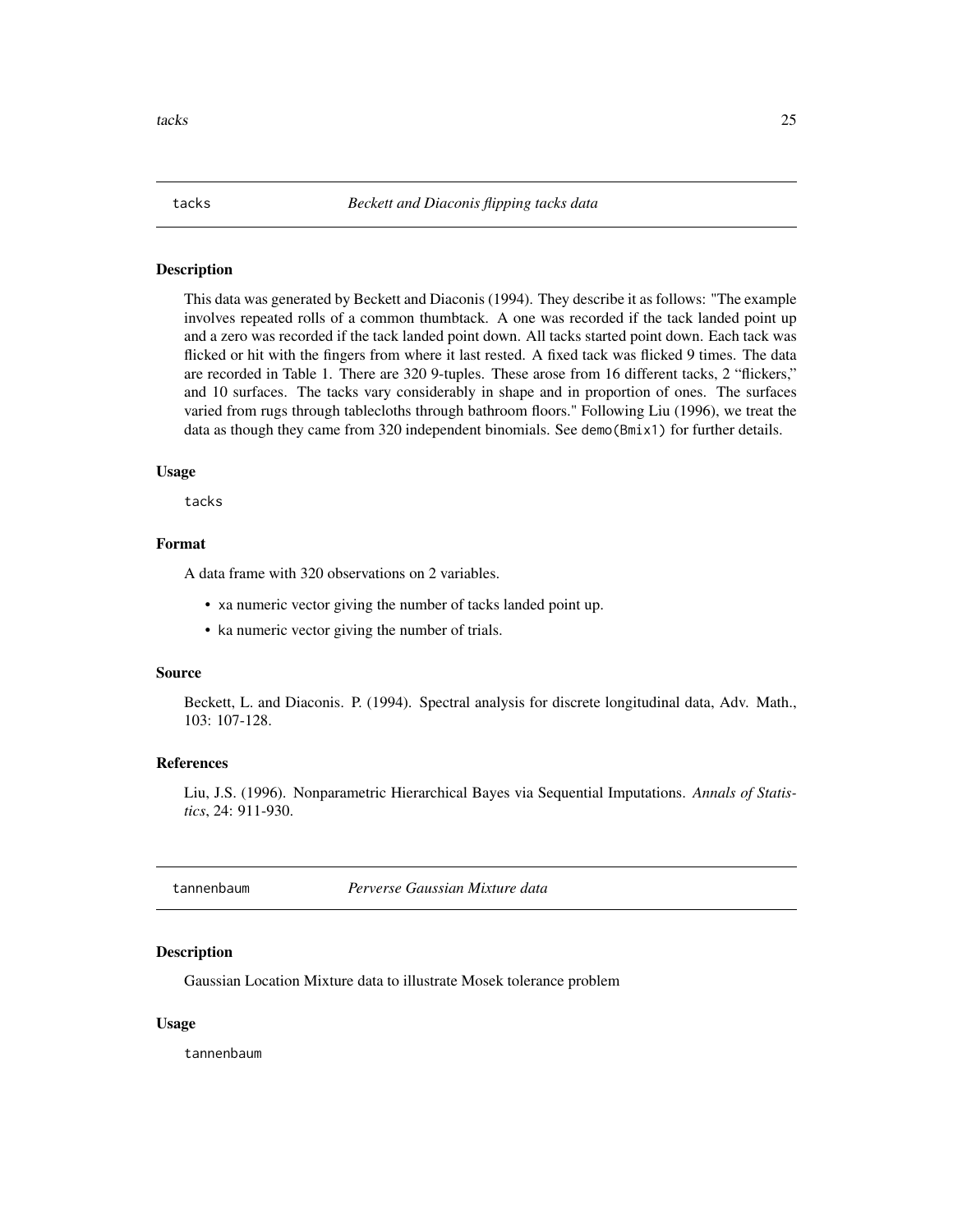## tacks — *Beckett and Diaconis flipping tacks data*

### Description

This data was generated by Beckett and Diaconis (1994). They describe it as follows: "The example involves repeated rolls of a common thumbtack. A one was recorded if the tack landed point up and a zero was recorded if the tack landed point down. All tacks started point down. Each tack was flicked or hit with the fingers from where it last rested. A fixed tack was flicked 9 times. The data are recorded in Table 1. There are 320 9-tuples. These arose from 16 different tacks, 2 "flickers," and 10 surfaces. The tacks vary considerably in shape and in proportion of ones. The surfaces varied from rugs through tablecloths through bathroom floors." Following Liu (1996), we treat the data as though they came from 320 independent binomials. See `demo(Bmix1)` for further details.

### Usage

```
tacks
```

### Format

A data frame with 320 observations on 2 variables.

- `x`a numeric vector giving the number of tacks landed point up.
- `k`a numeric vector giving the number of trials.

### Source

Beckett, L. and Diaconis. P. (1994). Spectral analysis for discrete longitudinal data, Adv. Math., 103: 107-128.

### References

Liu, J.S. (1996). Nonparametric Hierarchical Bayes via Sequential Imputations. *Annals of Statistics*, 24: 911-930.

## tannenbaum — *Perverse Gaussian Mixture data*

### Description

Gaussian Location Mixture data to illustrate Mosek tolerance problem

### Usage

```
tannenbaum
```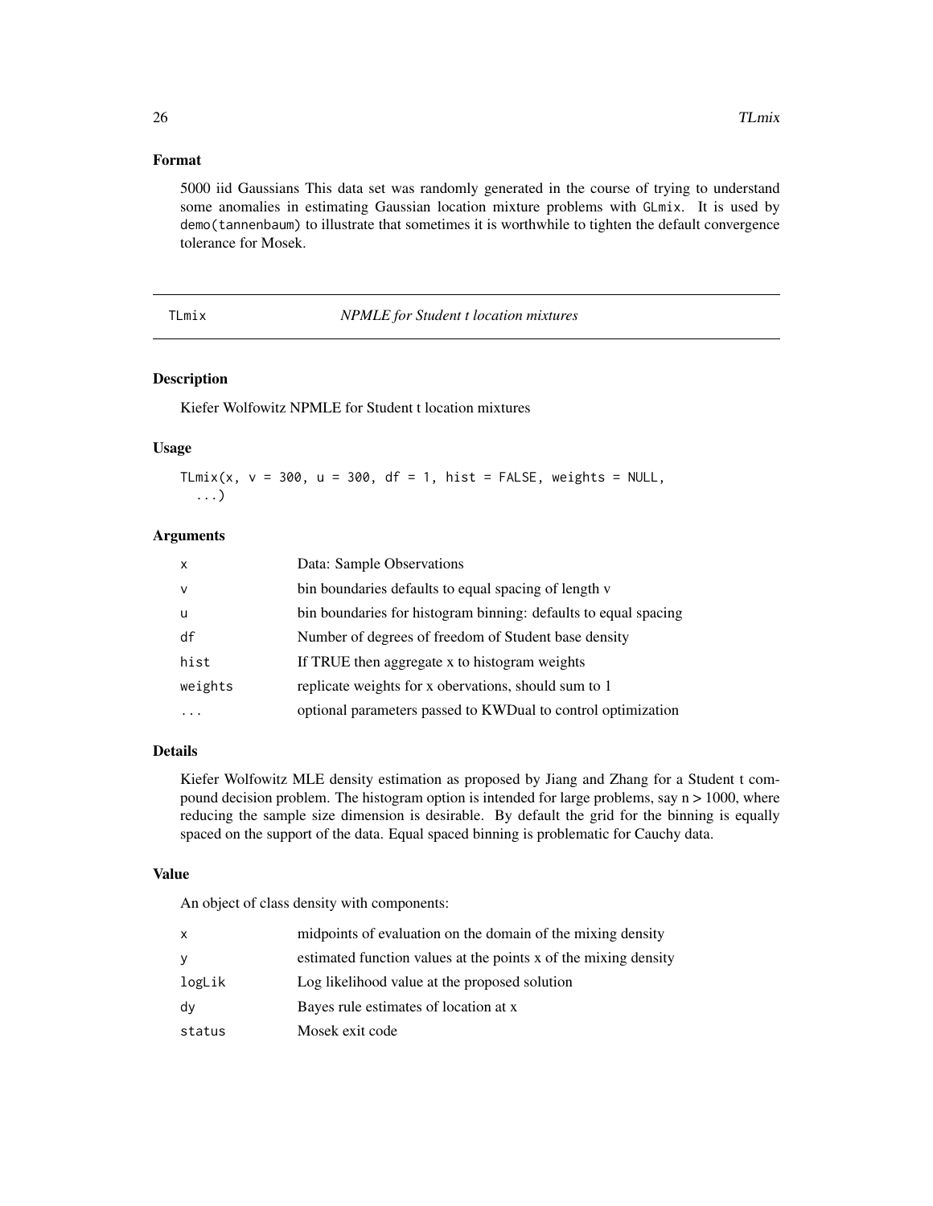### Format

5000 iid Gaussians This data set was randomly generated in the course of trying to understand some anomalies in estimating Gaussian location mixture problems with `GLmix`. It is used by `demo(tannenbaum)` to illustrate that sometimes it is worthwhile to tighten the default convergence tolerance for Mosek.

---

## TLmix — *NPMLE for Student t location mixtures*

---

### Description

Kiefer Wolfowitz NPMLE for Student t location mixtures

### Usage

```
TLmix(x, v = 300, u = 300, df = 1, hist = FALSE, weights = NULL,
  ...)
```

### Arguments

| | |
|---|---|
| `x` | Data: Sample Observations |
| `v` | bin boundaries defaults to equal spacing of length v |
| `u` | bin boundaries for histogram binning: defaults to equal spacing |
| `df` | Number of degrees of freedom of Student base density |
| `hist` | If TRUE then aggregate x to histogram weights |
| `weights` | replicate weights for x obervations, should sum to 1 |
| `...` | optional parameters passed to KWDual to control optimization |

### Details

Kiefer Wolfowitz MLE density estimation as proposed by Jiang and Zhang for a Student t compound decision problem. The histogram option is intended for large problems, say n > 1000, where reducing the sample size dimension is desirable. By default the grid for the binning is equally spaced on the support of the data. Equal spaced binning is problematic for Cauchy data.

### Value

An object of class density with components:

| | |
|---|---|
| `x` | midpoints of evaluation on the domain of the mixing density |
| `y` | estimated function values at the points x of the mixing density |
| `logLik` | Log likelihood value at the proposed solution |
| `dy` | Bayes rule estimates of location at x |
| `status` | Mosek exit code |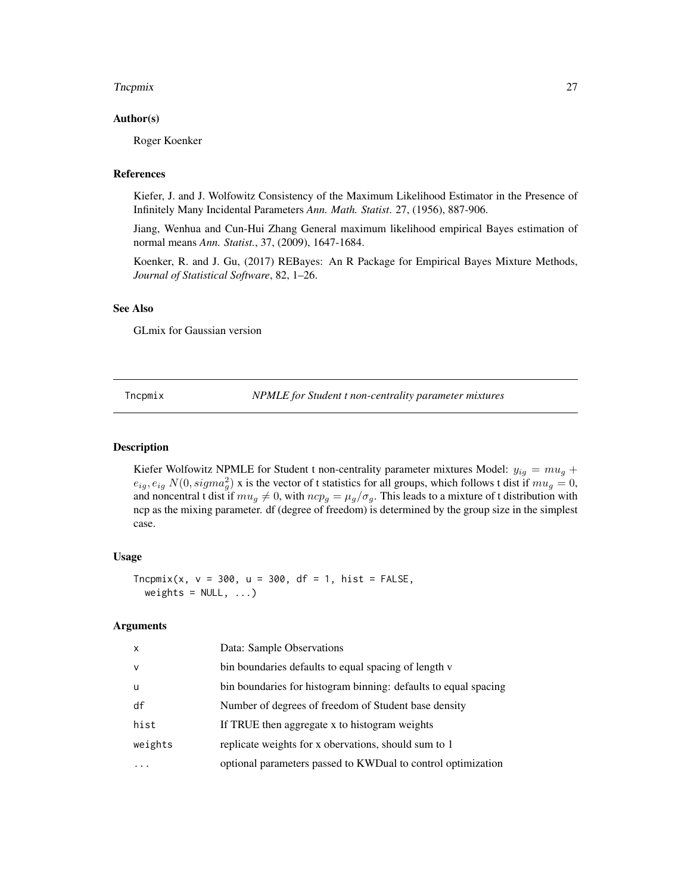### Author(s)

Roger Koenker

### References

Kiefer, J. and J. Wolfowitz Consistency of the Maximum Likelihood Estimator in the Presence of Infinitely Many Incidental Parameters *Ann. Math. Statist*. 27, (1956), 887-906.

Jiang, Wenhua and Cun-Hui Zhang General maximum likelihood empirical Bayes estimation of normal means *Ann. Statist.*, 37, (2009), 1647-1684.

Koenker, R. and J. Gu, (2017) REBayes: An R Package for Empirical Bayes Mixture Methods, *Journal of Statistical Software*, 82, 1–26.

### See Also

GLmix for Gaussian version

---

## Tncpmix — *NPMLE for Student t non-centrality parameter mixtures*

### Description

Kiefer Wolfowitz NPMLE for Student t non-centrality parameter mixtures Model: $y_{ig} = mu_g + e_{ig}, e_{ig}\ N(0, sigma_g^2)$ x is the vector of t statistics for all groups, which follows t dist if $mu_g = 0$, and noncentral t dist if $mu_g \neq 0$, with $ncp_g = \mu_g/\sigma_g$. This leads to a mixture of t distribution with ncp as the mixing parameter. df (degree of freedom) is determined by the group size in the simplest case.

### Usage

```
Tncpmix(x, v = 300, u = 300, df = 1, hist = FALSE,
  weights = NULL, ...)
```

### Arguments

| | |
|---|---|
| x | Data: Sample Observations |
| v | bin boundaries defaults to equal spacing of length v |
| u | bin boundaries for histogram binning: defaults to equal spacing |
| df | Number of degrees of freedom of Student base density |
| hist | If TRUE then aggregate x to histogram weights |
| weights | replicate weights for x obervations, should sum to 1 |
| ... | optional parameters passed to KWDual to control optimization |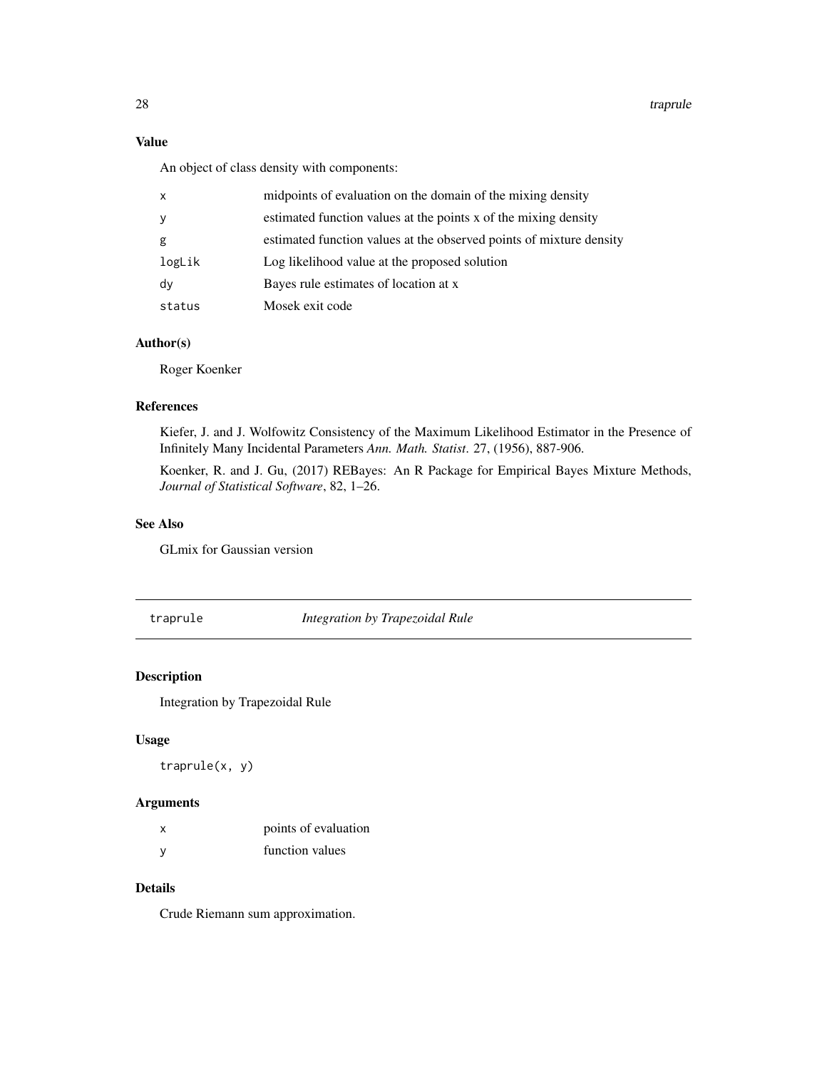### Value

An object of class density with components:

| | |
|---|---|
| `x` | midpoints of evaluation on the domain of the mixing density |
| `y` | estimated function values at the points x of the mixing density |
| `g` | estimated function values at the observed points of mixture density |
| `logLik` | Log likelihood value at the proposed solution |
| `dy` | Bayes rule estimates of location at x |
| `status` | Mosek exit code |

### Author(s)

Roger Koenker

### References

Kiefer, J. and J. Wolfowitz Consistency of the Maximum Likelihood Estimator in the Presence of Infinitely Many Incidental Parameters *Ann. Math. Statist*. 27, (1956), 887-906.

Koenker, R. and J. Gu, (2017) REBayes: An R Package for Empirical Bayes Mixture Methods, *Journal of Statistical Software*, 82, 1–26.

### See Also

GLmix for Gaussian version

---

## `traprule` — *Integration by Trapezoidal Rule*

---

### Description

Integration by Trapezoidal Rule

### Usage

```
traprule(x, y)
```

### Arguments

| | |
|---|---|
| `x` | points of evaluation |
| `y` | function values |

### Details

Crude Riemann sum approximation.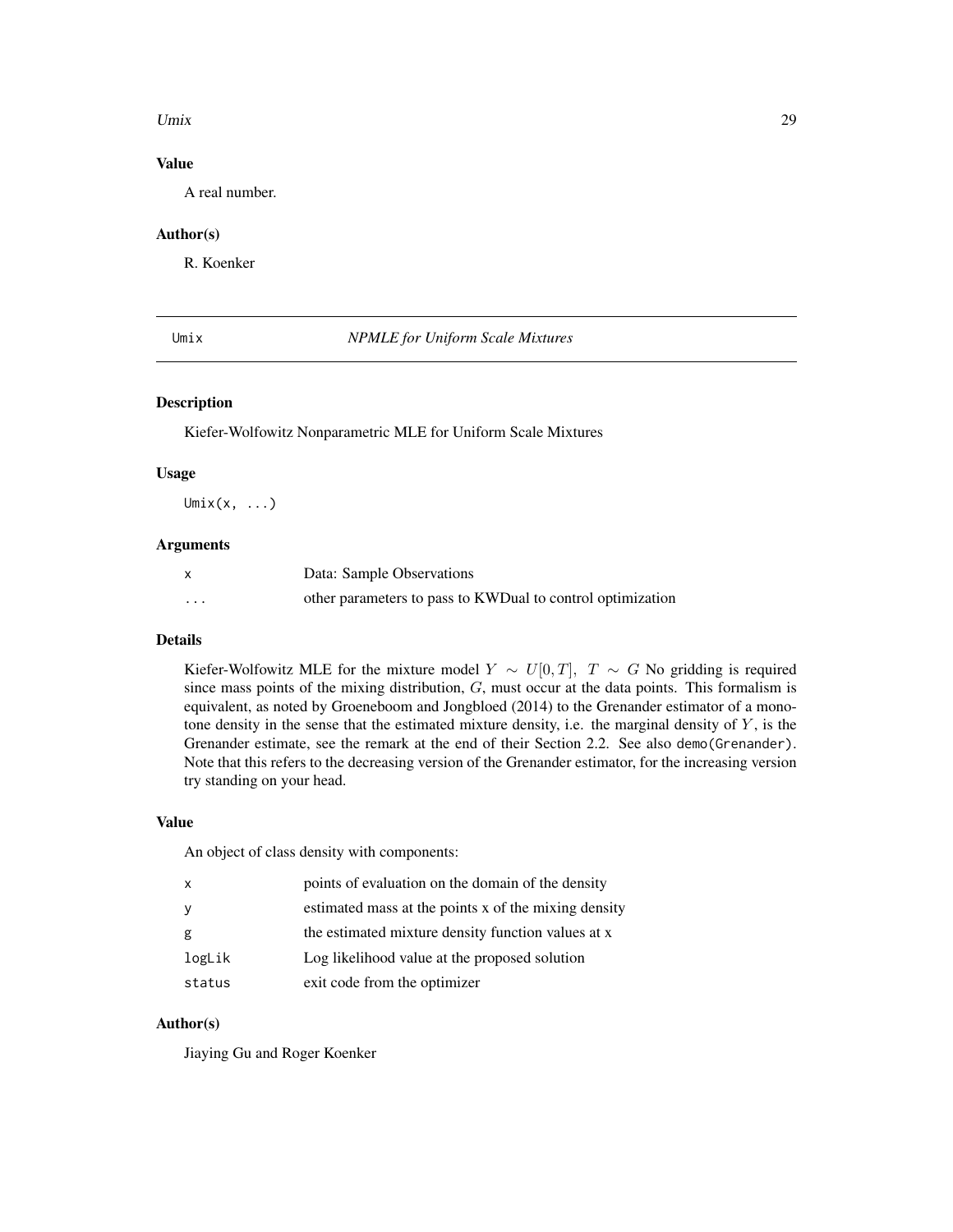## Value

A real number.

## Author(s)

R. Koenker

---

# Umix — *NPMLE for Uniform Scale Mixtures*

## Description

Kiefer-Wolfowitz Nonparametric MLE for Uniform Scale Mixtures

## Usage

```
Umix(x, ...)
```

## Arguments

| | |
|---|---|
| x | Data: Sample Observations |
| ... | other parameters to pass to KWDual to control optimization |

## Details

Kiefer-Wolfowitz MLE for the mixture model $Y \sim U[0,T], \;\; T \sim G$ No gridding is required since mass points of the mixing distribution, $G$, must occur at the data points. This formalism is equivalent, as noted by Groeneboom and Jongbloed (2014) to the Grenander estimator of a monotone density in the sense that the estimated mixture density, i.e. the marginal density of $Y$, is the Grenander estimate, see the remark at the end of their Section 2.2. See also `demo(Grenander)`. Note that this refers to the decreasing version of the Grenander estimator, for the increasing version try standing on your head.

## Value

An object of class density with components:

| | |
|---|---|
| x | points of evaluation on the domain of the density |
| y | estimated mass at the points x of the mixing density |
| g | the estimated mixture density function values at x |
| logLik | Log likelihood value at the proposed solution |
| status | exit code from the optimizer |

## Author(s)

Jiaying Gu and Roger Koenker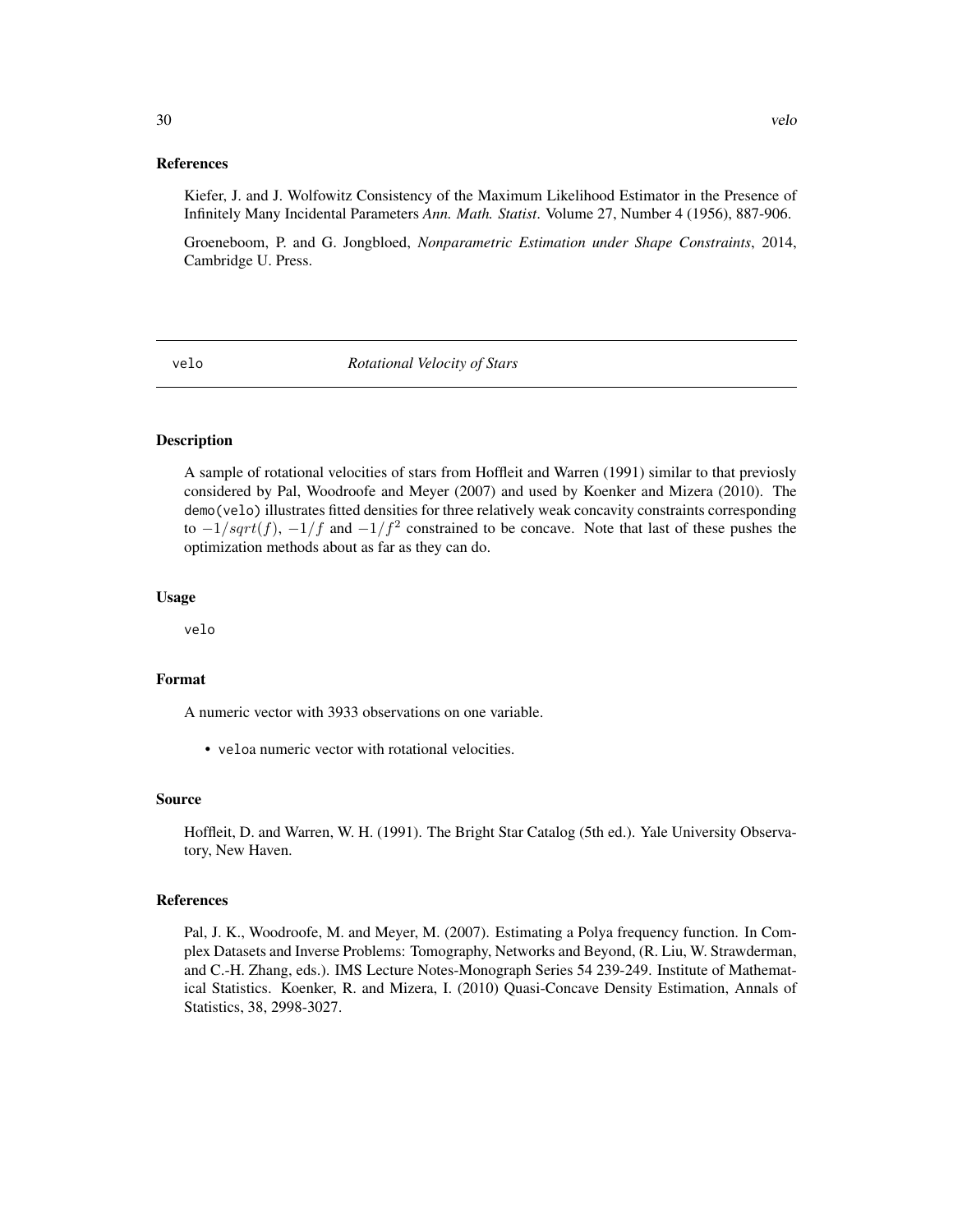### References

Kiefer, J. and J. Wolfowitz Consistency of the Maximum Likelihood Estimator in the Presence of Infinitely Many Incidental Parameters *Ann. Math. Statist*. Volume 27, Number 4 (1956), 887-906.

Groeneboom, P. and G. Jongbloed, *Nonparametric Estimation under Shape Constraints*, 2014, Cambridge U. Press.

---

## velo — *Rotational Velocity of Stars*

---

### Description

A sample of rotational velocities of stars from Hoffleit and Warren (1991) similar to that previosly considered by Pal, Woodroofe and Meyer (2007) and used by Koenker and Mizera (2010). The `demo(velo)` illustrates fitted densities for three relatively weak concavity constraints corresponding to $-1/sqrt(f)$, $-1/f$ and $-1/f^2$ constrained to be concave. Note that last of these pushes the optimization methods about as far as they can do.

### Usage

```
velo
```

### Format

A numeric vector with 3933 observations on one variable.

- `velo`a numeric vector with rotational velocities.

### Source

Hoffleit, D. and Warren, W. H. (1991). The Bright Star Catalog (5th ed.). Yale University Observatory, New Haven.

### References

Pal, J. K., Woodroofe, M. and Meyer, M. (2007). Estimating a Polya frequency function. In Complex Datasets and Inverse Problems: Tomography, Networks and Beyond, (R. Liu, W. Strawderman, and C.-H. Zhang, eds.). IMS Lecture Notes-Monograph Series 54 239-249. Institute of Mathematical Statistics. Koenker, R. and Mizera, I. (2010) Quasi-Concave Density Estimation, Annals of Statistics, 38, 2998-3027.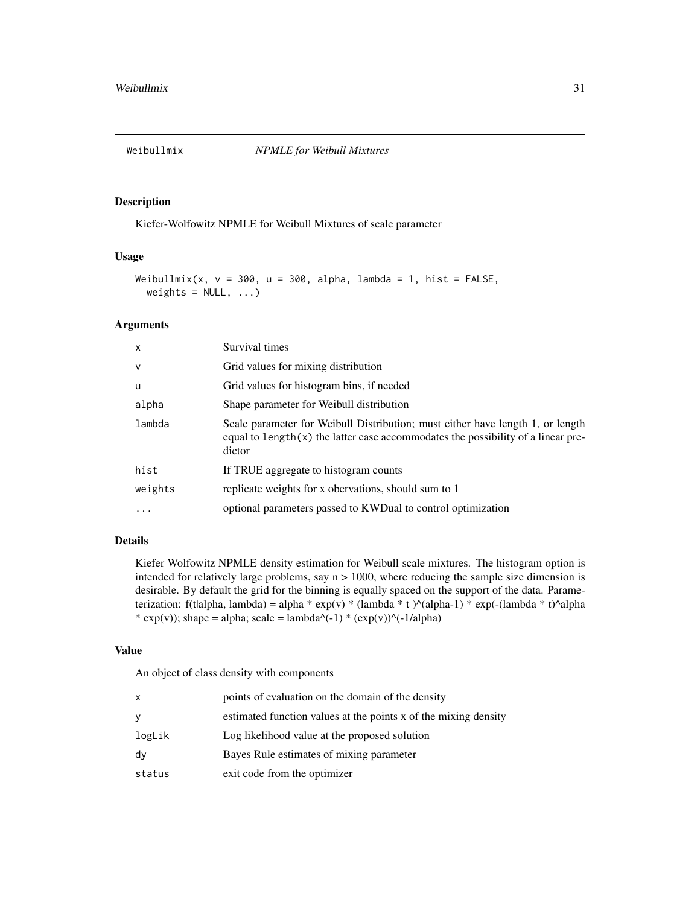## Weibullmix *NPMLE for Weibull Mixtures*

### Description

Kiefer-Wolfowitz NPMLE for Weibull Mixtures of scale parameter

### Usage

```
Weibullmix(x, v = 300, u = 300, alpha, lambda = 1, hist = FALSE,
  weights = NULL, ...)
```

### Arguments

| | |
|---|---|
| x | Survival times |
| v | Grid values for mixing distribution |
| u | Grid values for histogram bins, if needed |
| alpha | Shape parameter for Weibull distribution |
| lambda | Scale parameter for Weibull Distribution; must either have length 1, or length equal to `length(x)` the latter case accommodates the possibility of a linear predictor |
| hist | If TRUE aggregate to histogram counts |
| weights | replicate weights for x obervations, should sum to 1 |
| ... | optional parameters passed to KWDual to control optimization |

### Details

Kiefer Wolfowitz NPMLE density estimation for Weibull scale mixtures. The histogram option is intended for relatively large problems, say n > 1000, where reducing the sample size dimension is desirable. By default the grid for the binning is equally spaced on the support of the data. Parameterization: f(t|alpha, lambda) = alpha * exp(v) * (lambda * t )^(alpha-1) * exp(-(lambda * t)^alpha * exp(v)); shape = alpha; scale = lambda^(-1) * (exp(v))^(-1/alpha)

### Value

An object of class density with components

| | |
|---|---|
| x | points of evaluation on the domain of the density |
| y | estimated function values at the points x of the mixing density |
| logLik | Log likelihood value at the proposed solution |
| dy | Bayes Rule estimates of mixing parameter |
| status | exit code from the optimizer |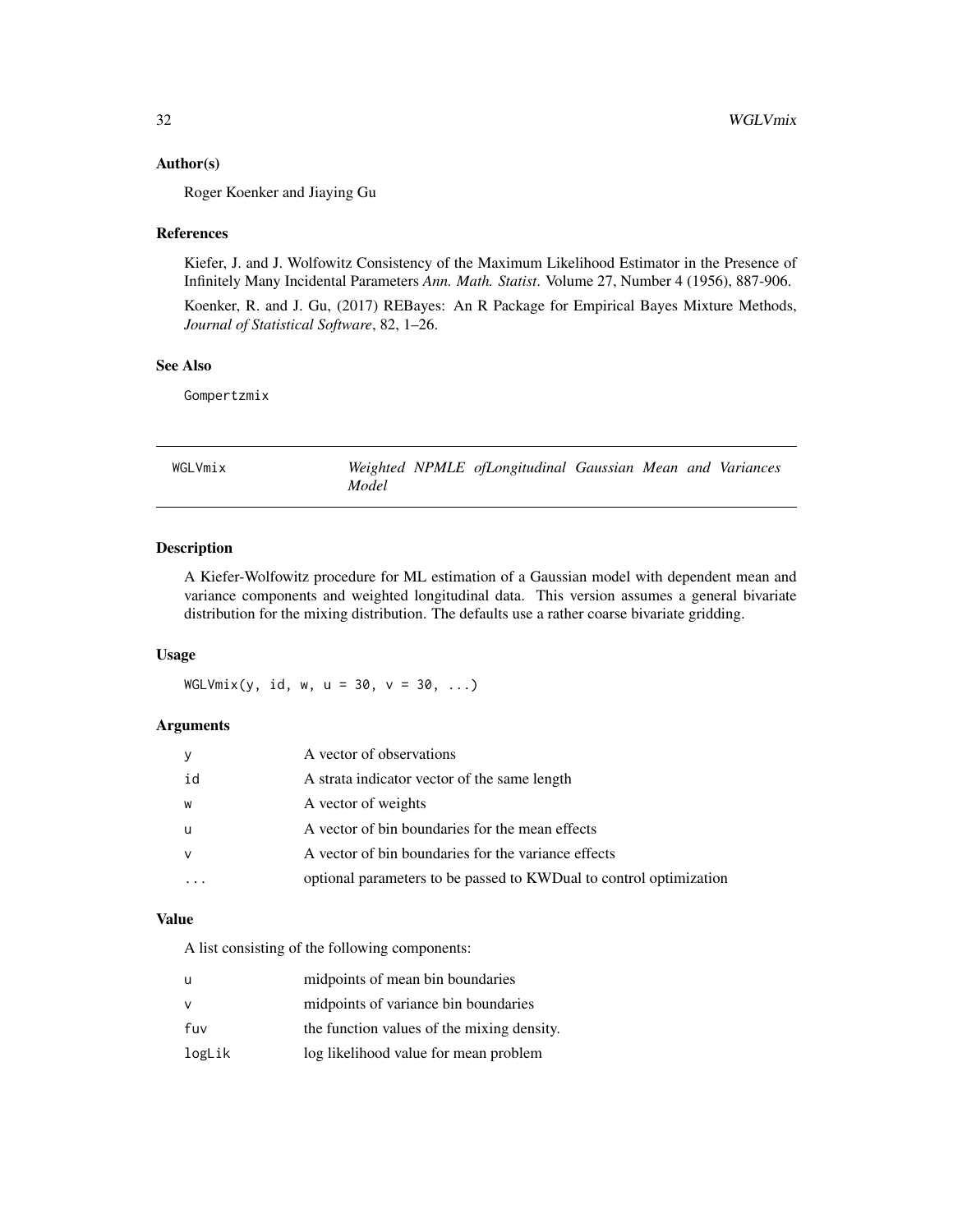### Author(s)

Roger Koenker and Jiaying Gu

### References

Kiefer, J. and J. Wolfowitz Consistency of the Maximum Likelihood Estimator in the Presence of Infinitely Many Incidental Parameters *Ann. Math. Statist*. Volume 27, Number 4 (1956), 887-906.

Koenker, R. and J. Gu, (2017) REBayes: An R Package for Empirical Bayes Mixture Methods, *Journal of Statistical Software*, 82, 1–26.

### See Also

`Gompertzmix`

---

## WGLVmix — *Weighted NPMLE ofLongitudinal Gaussian Mean and Variances Model*

### Description

A Kiefer-Wolfowitz procedure for ML estimation of a Gaussian model with dependent mean and variance components and weighted longitudinal data. This version assumes a general bivariate distribution for the mixing distribution. The defaults use a rather coarse bivariate gridding.

### Usage

```
WGLVmix(y, id, w, u = 30, v = 30, ...)
```

### Arguments

| | |
|---|---|
| y | A vector of observations |
| id | A strata indicator vector of the same length |
| w | A vector of weights |
| u | A vector of bin boundaries for the mean effects |
| v | A vector of bin boundaries for the variance effects |
| ... | optional parameters to be passed to KWDual to control optimization |

### Value

A list consisting of the following components:

| | |
|---|---|
| u | midpoints of mean bin boundaries |
| v | midpoints of variance bin boundaries |
| fuv | the function values of the mixing density. |
| logLik | log likelihood value for mean problem |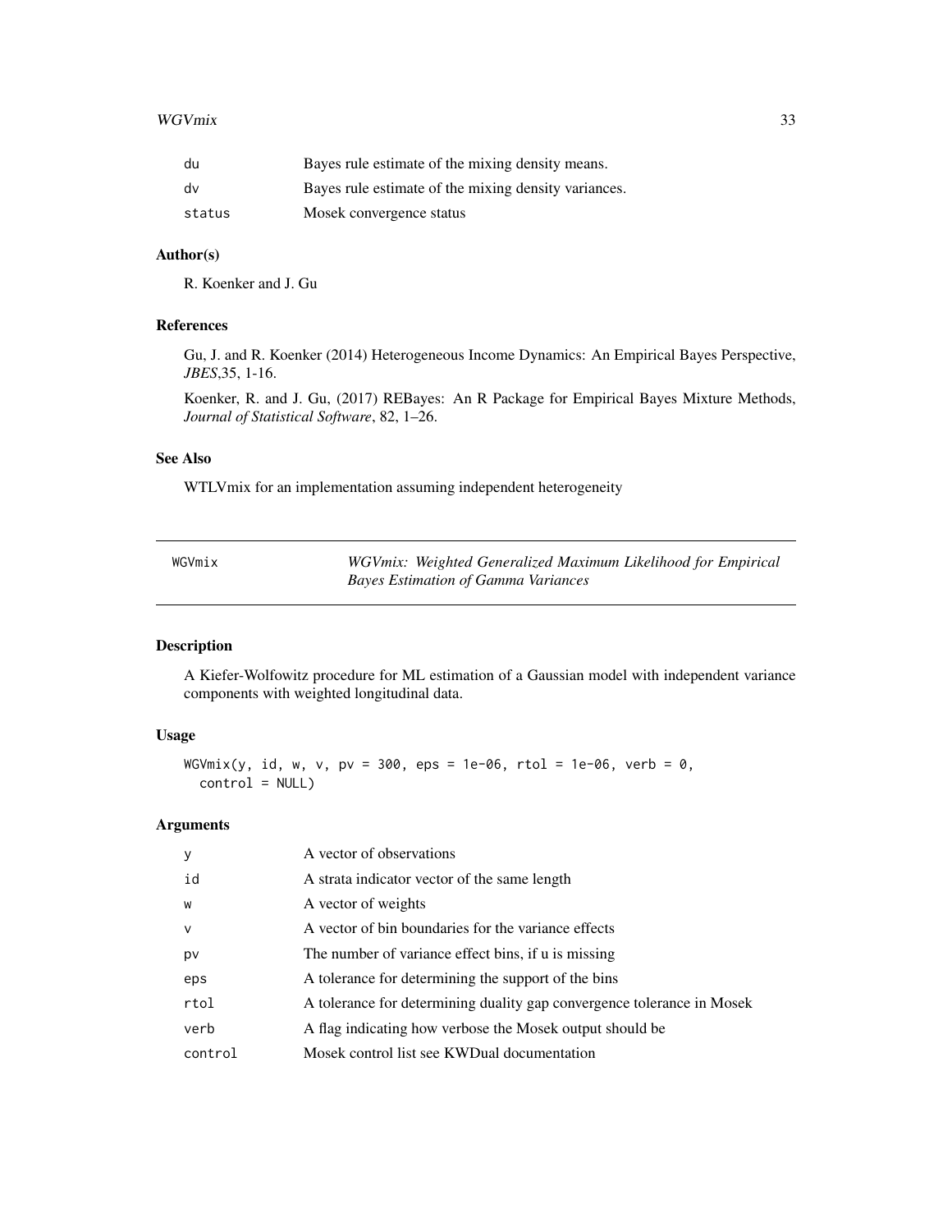| | |
|---|---|
| du | Bayes rule estimate of the mixing density means. |
| dv | Bayes rule estimate of the mixing density variances. |
| status | Mosek convergence status |

### Author(s)

R. Koenker and J. Gu

### References

Gu, J. and R. Koenker (2014) Heterogeneous Income Dynamics: An Empirical Bayes Perspective, *JBES*,35, 1-16.

Koenker, R. and J. Gu, (2017) REBayes: An R Package for Empirical Bayes Mixture Methods, *Journal of Statistical Software*, 82, 1–26.

### See Also

WTLVmix for an implementation assuming independent heterogeneity

---

## WGVmix — *WGVmix: Weighted Generalized Maximum Likelihood for Empirical Bayes Estimation of Gamma Variances*

### Description

A Kiefer-Wolfowitz procedure for ML estimation of a Gaussian model with independent variance components with weighted longitudinal data.

### Usage

```
WGVmix(y, id, w, v, pv = 300, eps = 1e-06, rtol = 1e-06, verb = 0,
  control = NULL)
```

### Arguments

| | |
|---|---|
| y | A vector of observations |
| id | A strata indicator vector of the same length |
| w | A vector of weights |
| v | A vector of bin boundaries for the variance effects |
| pv | The number of variance effect bins, if u is missing |
| eps | A tolerance for determining the support of the bins |
| rtol | A tolerance for determining duality gap convergence tolerance in Mosek |
| verb | A flag indicating how verbose the Mosek output should be |
| control | Mosek control list see KWDual documentation |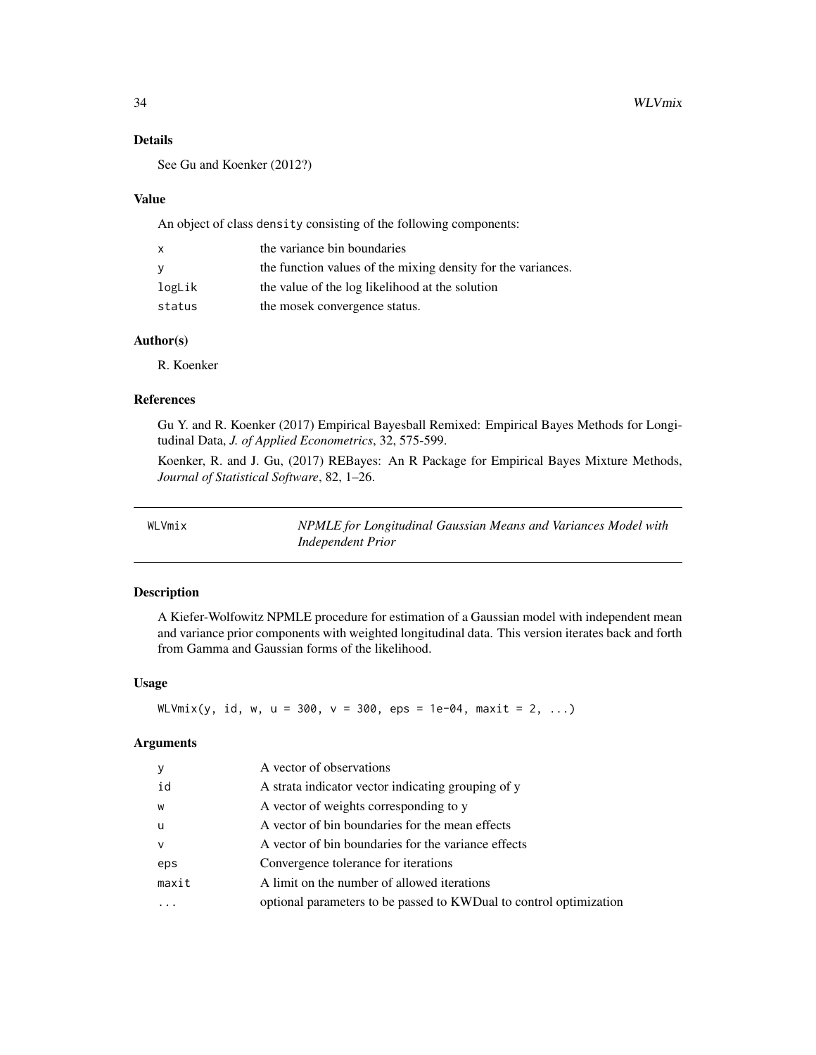### Details

See Gu and Koenker (2012?)

### Value

An object of class `density` consisting of the following components:

| | |
|---|---|
| `x` | the variance bin boundaries |
| `y` | the function values of the mixing density for the variances. |
| `logLik` | the value of the log likelihood at the solution |
| `status` | the mosek convergence status. |

### Author(s)

R. Koenker

### References

Gu Y. and R. Koenker (2017) Empirical Bayesball Remixed: Empirical Bayes Methods for Longitudinal Data, *J. of Applied Econometrics*, 32, 575-599.

Koenker, R. and J. Gu, (2017) REBayes: An R Package for Empirical Bayes Mixture Methods, *Journal of Statistical Software*, 82, 1–26.

---

## WLVmix — *NPMLE for Longitudinal Gaussian Means and Variances Model with Independent Prior*

---

### Description

A Kiefer-Wolfowitz NPMLE procedure for estimation of a Gaussian model with independent mean and variance prior components with weighted longitudinal data. This version iterates back and forth from Gamma and Gaussian forms of the likelihood.

### Usage

```
WLVmix(y, id, w, u = 300, v = 300, eps = 1e-04, maxit = 2, ...)
```

### Arguments

| | |
|---|---|
| `y` | A vector of observations |
| `id` | A strata indicator vector indicating grouping of y |
| `w` | A vector of weights corresponding to y |
| `u` | A vector of bin boundaries for the mean effects |
| `v` | A vector of bin boundaries for the variance effects |
| `eps` | Convergence tolerance for iterations |
| `maxit` | A limit on the number of allowed iterations |
| `...` | optional parameters to be passed to KWDual to control optimization |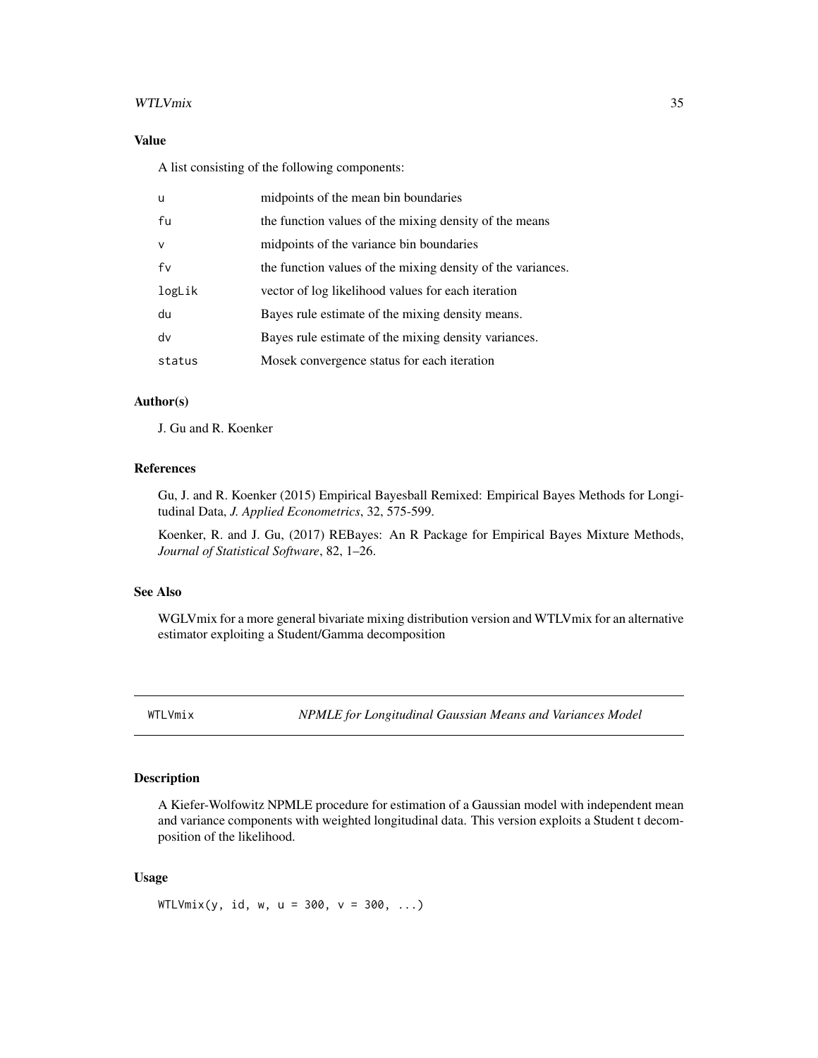### Value

A list consisting of the following components:

| | |
|---|---|
| u | midpoints of the mean bin boundaries |
| fu | the function values of the mixing density of the means |
| v | midpoints of the variance bin boundaries |
| fv | the function values of the mixing density of the variances. |
| logLik | vector of log likelihood values for each iteration |
| du | Bayes rule estimate of the mixing density means. |
| dv | Bayes rule estimate of the mixing density variances. |
| status | Mosek convergence status for each iteration |

### Author(s)

J. Gu and R. Koenker

### References

Gu, J. and R. Koenker (2015) Empirical Bayesball Remixed: Empirical Bayes Methods for Longitudinal Data, *J. Applied Econometrics*, 32, 575-599.

Koenker, R. and J. Gu, (2017) REBayes: An R Package for Empirical Bayes Mixture Methods, *Journal of Statistical Software*, 82, 1–26.

### See Also

WGLVmix for a more general bivariate mixing distribution version and WTLVmix for an alternative estimator exploiting a Student/Gamma decomposition

---

## WTLVmix — *NPMLE for Longitudinal Gaussian Means and Variances Model*

---

### Description

A Kiefer-Wolfowitz NPMLE procedure for estimation of a Gaussian model with independent mean and variance components with weighted longitudinal data. This version exploits a Student t decomposition of the likelihood.

### Usage

```
WTLVmix(y, id, w, u = 300, v = 300, ...)
```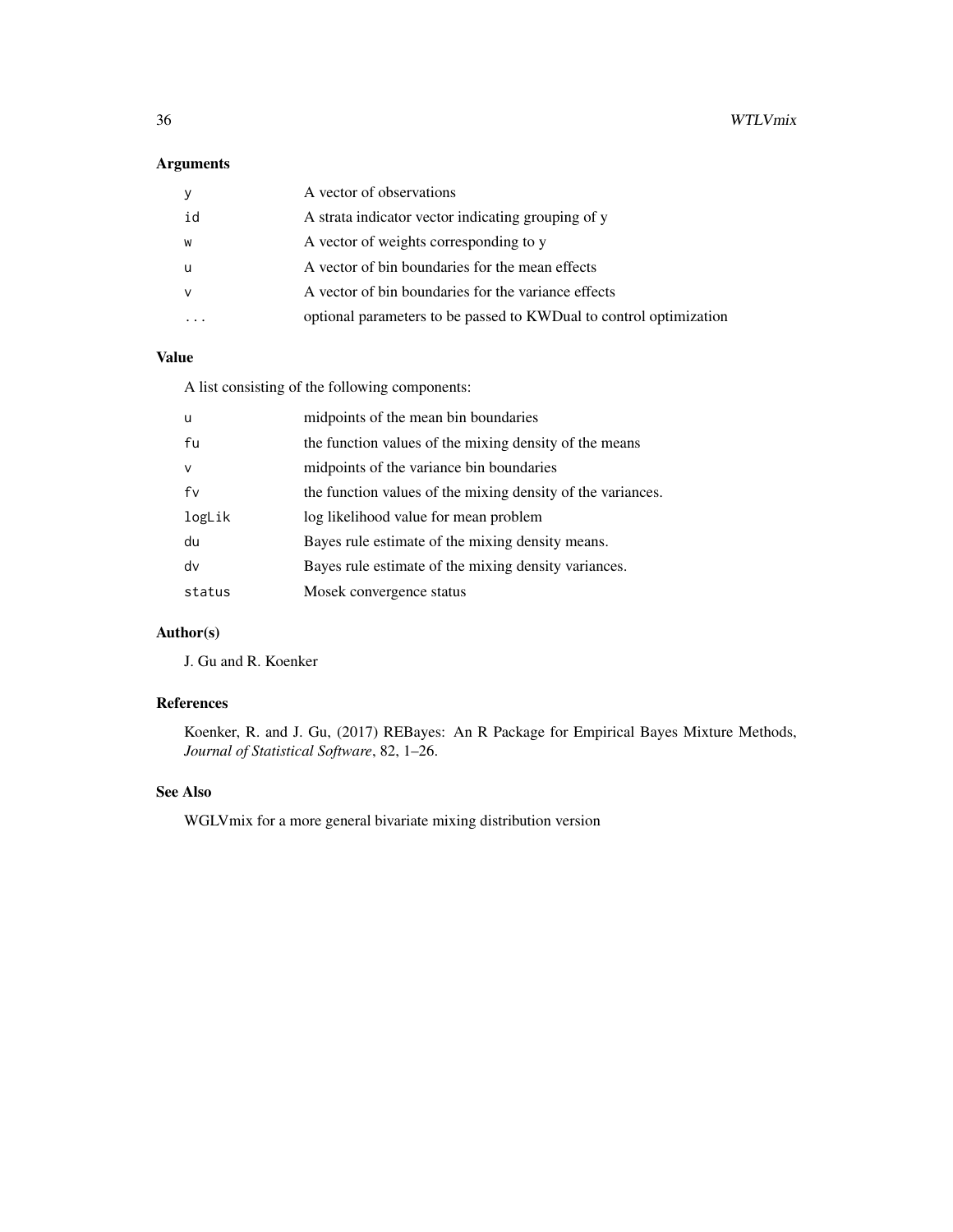## Arguments

| | |
|---|---|
| `y` | A vector of observations |
| `id` | A strata indicator vector indicating grouping of y |
| `w` | A vector of weights corresponding to y |
| `u` | A vector of bin boundaries for the mean effects |
| `v` | A vector of bin boundaries for the variance effects |
| `...` | optional parameters to be passed to KWDual to control optimization |

## Value

A list consisting of the following components:

| | |
|---|---|
| `u` | midpoints of the mean bin boundaries |
| `fu` | the function values of the mixing density of the means |
| `v` | midpoints of the variance bin boundaries |
| `fv` | the function values of the mixing density of the variances. |
| `logLik` | log likelihood value for mean problem |
| `du` | Bayes rule estimate of the mixing density means. |
| `dv` | Bayes rule estimate of the mixing density variances. |
| `status` | Mosek convergence status |

## Author(s)

J. Gu and R. Koenker

## References

Koenker, R. and J. Gu, (2017) REBayes: An R Package for Empirical Bayes Mixture Methods, *Journal of Statistical Software*, 82, 1–26.

## See Also

WGLVmix for a more general bivariate mixing distribution version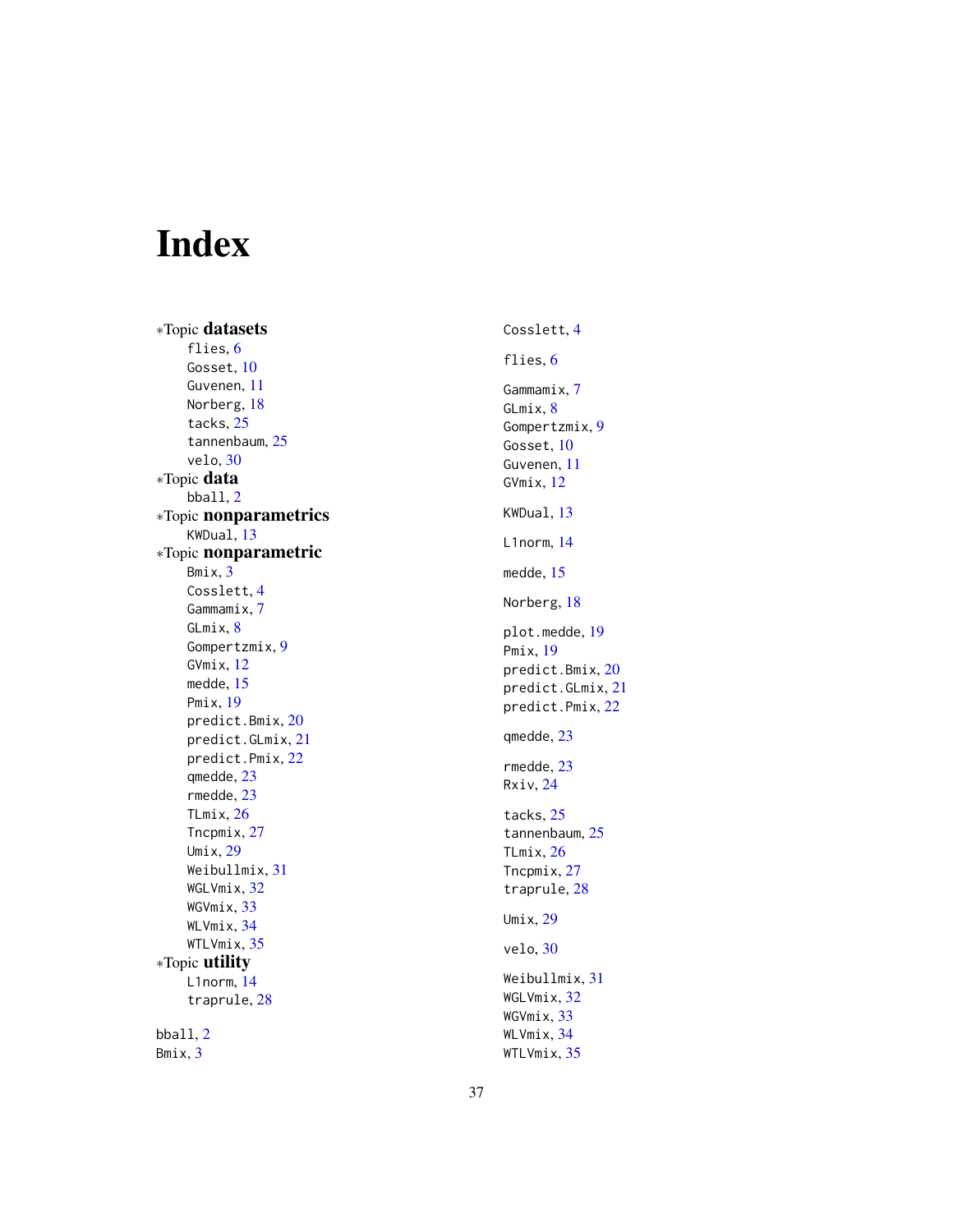# Index

*Topic **datasets**
- flies, 6
- Gosset, 10
- Guvenen, 11
- Norberg, 18
- tacks, 25
- tannenbaum, 25
- velo, 30

*Topic **data**
- bball, 2

*Topic **nonparametrics**
- KWDual, 13

*Topic **nonparametric**
- Bmix, 3
- Cosslett, 4
- Gammamix, 7
- GLmix, 8
- Gompertzmix, 9
- GVmix, 12
- medde, 15
- Pmix, 19
- predict.Bmix, 20
- predict.GLmix, 21
- predict.Pmix, 22
- qmedde, 23
- rmedde, 23
- TLmix, 26
- Tncpmix, 27
- Umix, 29
- Weibullmix, 31
- WGLVmix, 32
- WGVmix, 33
- WLVmix, 34
- WTLVmix, 35

*Topic **utility**
- L1norm, 14
- traprule, 28

bball, 2
Bmix, 3

Cosslett, 4

flies, 6

Gammamix, 7
GLmix, 8
Gompertzmix, 9
Gosset, 10
Guvenen, 11
GVmix, 12

KWDual, 13

L1norm, 14

medde, 15

Norberg, 18

plot.medde, 19
Pmix, 19
predict.Bmix, 20
predict.GLmix, 21
predict.Pmix, 22

qmedde, 23

rmedde, 23
Rxiv, 24

tacks, 25
tannenbaum, 25
TLmix, 26
Tncpmix, 27
traprule, 28

Umix, 29

velo, 30

Weibullmix, 31
WGLVmix, 32
WGVmix, 33
WLVmix, 34
WTLVmix, 35